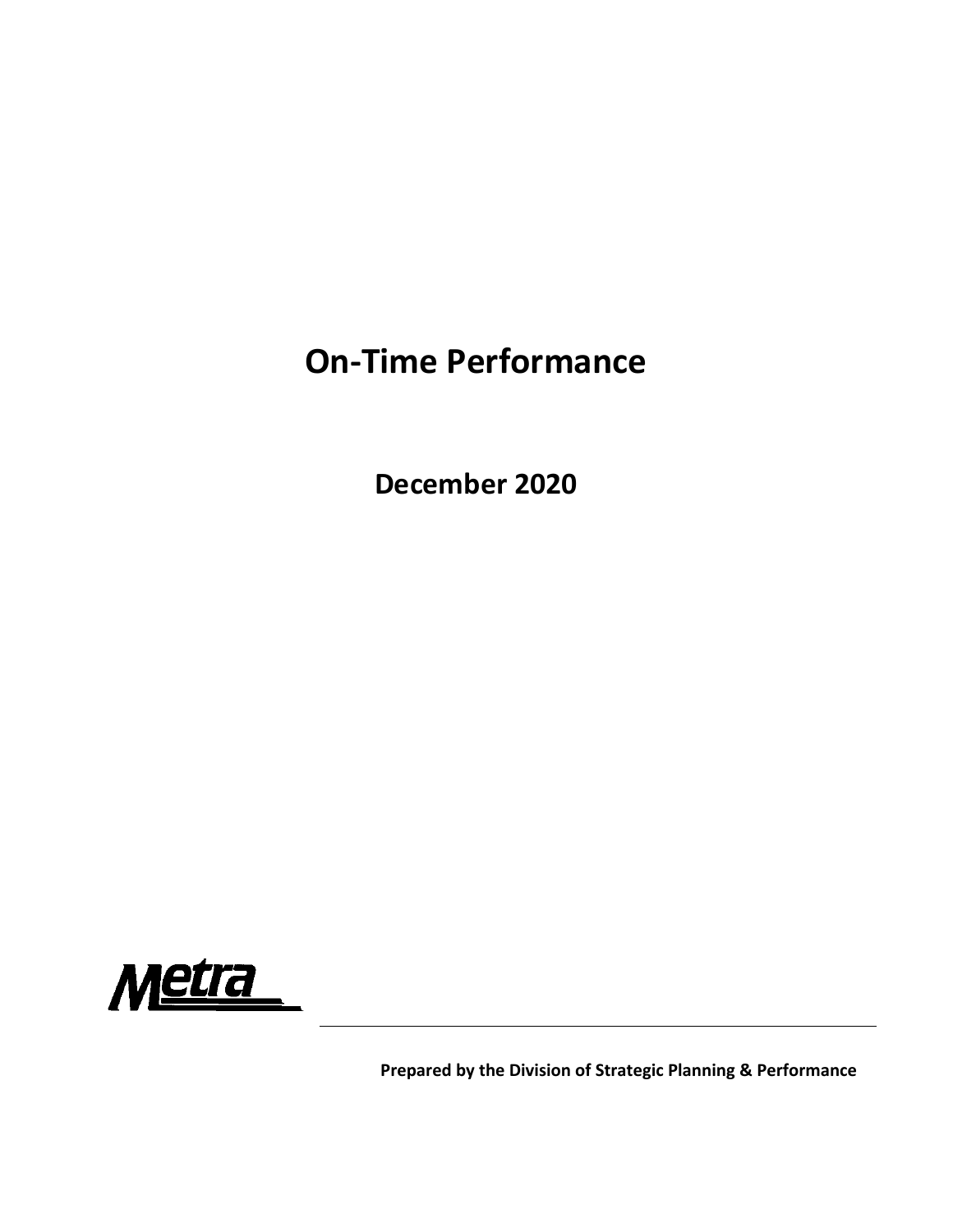# On-Time Performance

## December 2020

Metra

**Prepared by the Division of Strategic Planning & Performance**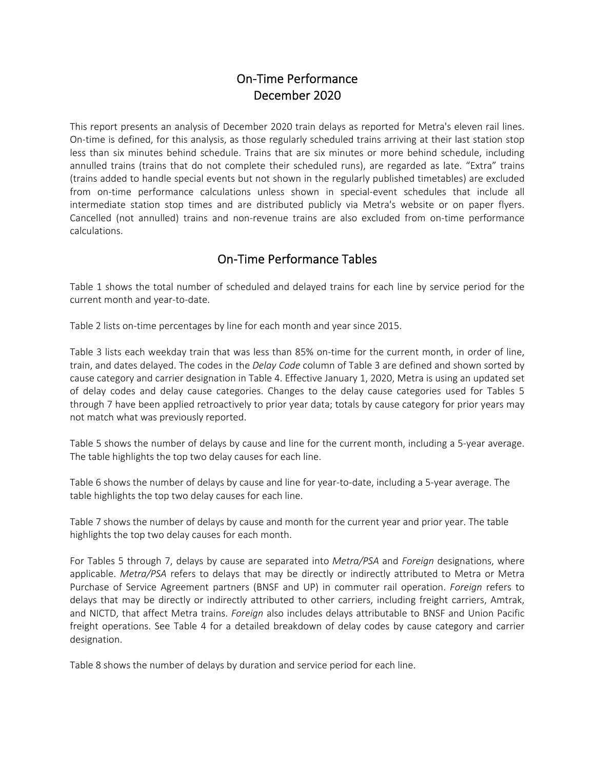# On-Time Performance
# December 2020

This report presents an analysis of December 2020 train delays as reported for Metra's eleven rail lines. On-time is defined, for this analysis, as those regularly scheduled trains arriving at their last station stop less than six minutes behind schedule. Trains that are six minutes or more behind schedule, including annulled trains (trains that do not complete their scheduled runs), are regarded as late. "Extra" trains (trains added to handle special events but not shown in the regularly published timetables) are excluded from on-time performance calculations unless shown in special-event schedules that include all intermediate station stop times and are distributed publicly via Metra's website or on paper flyers. Cancelled (not annulled) trains and non-revenue trains are also excluded from on-time performance calculations.

## On-Time Performance Tables

Table 1 shows the total number of scheduled and delayed trains for each line by service period for the current month and year-to-date.

Table 2 lists on-time percentages by line for each month and year since 2015.

Table 3 lists each weekday train that was less than 85% on-time for the current month, in order of line, train, and dates delayed. The codes in the *Delay Code* column of Table 3 are defined and shown sorted by cause category and carrier designation in Table 4. Effective January 1, 2020, Metra is using an updated set of delay codes and delay cause categories. Changes to the delay cause categories used for Tables 5 through 7 have been applied retroactively to prior year data; totals by cause category for prior years may not match what was previously reported.

Table 5 shows the number of delays by cause and line for the current month, including a 5-year average. The table highlights the top two delay causes for each line.

Table 6 shows the number of delays by cause and line for year-to-date, including a 5-year average. The table highlights the top two delay causes for each line.

Table 7 shows the number of delays by cause and month for the current year and prior year. The table highlights the top two delay causes for each month.

For Tables 5 through 7, delays by cause are separated into *Metra/PSA* and *Foreign* designations, where applicable. *Metra/PSA* refers to delays that may be directly or indirectly attributed to Metra or Metra Purchase of Service Agreement partners (BNSF and UP) in commuter rail operation. *Foreign* refers to delays that may be directly or indirectly attributed to other carriers, including freight carriers, Amtrak, and NICTD, that affect Metra trains. *Foreign* also includes delays attributable to BNSF and Union Pacific freight operations. See Table 4 for a detailed breakdown of delay codes by cause category and carrier designation.

Table 8 shows the number of delays by duration and service period for each line.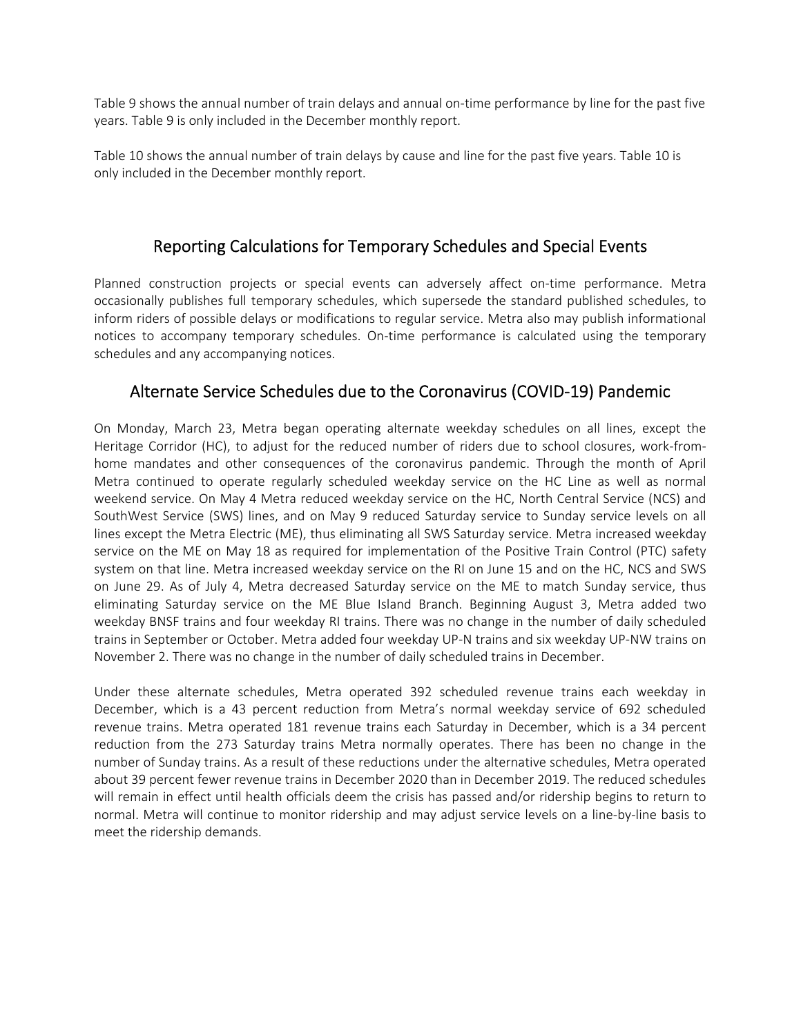Table 9 shows the annual number of train delays and annual on-time performance by line for the past five years. Table 9 is only included in the December monthly report.

Table 10 shows the annual number of train delays by cause and line for the past five years. Table 10 is only included in the December monthly report.

## Reporting Calculations for Temporary Schedules and Special Events

Planned construction projects or special events can adversely affect on-time performance. Metra occasionally publishes full temporary schedules, which supersede the standard published schedules, to inform riders of possible delays or modifications to regular service. Metra also may publish informational notices to accompany temporary schedules. On-time performance is calculated using the temporary schedules and any accompanying notices.

## Alternate Service Schedules due to the Coronavirus (COVID-19) Pandemic

On Monday, March 23, Metra began operating alternate weekday schedules on all lines, except the Heritage Corridor (HC), to adjust for the reduced number of riders due to school closures, work-from-home mandates and other consequences of the coronavirus pandemic. Through the month of April Metra continued to operate regularly scheduled weekday service on the HC Line as well as normal weekend service. On May 4 Metra reduced weekday service on the HC, North Central Service (NCS) and SouthWest Service (SWS) lines, and on May 9 reduced Saturday service to Sunday service levels on all lines except the Metra Electric (ME), thus eliminating all SWS Saturday service. Metra increased weekday service on the ME on May 18 as required for implementation of the Positive Train Control (PTC) safety system on that line. Metra increased weekday service on the RI on June 15 and on the HC, NCS and SWS on June 29. As of July 4, Metra decreased Saturday service on the ME to match Sunday service, thus eliminating Saturday service on the ME Blue Island Branch. Beginning August 3, Metra added two weekday BNSF trains and four weekday RI trains. There was no change in the number of daily scheduled trains in September or October. Metra added four weekday UP-N trains and six weekday UP-NW trains on November 2. There was no change in the number of daily scheduled trains in December.

Under these alternate schedules, Metra operated 392 scheduled revenue trains each weekday in December, which is a 43 percent reduction from Metra's normal weekday service of 692 scheduled revenue trains. Metra operated 181 revenue trains each Saturday in December, which is a 34 percent reduction from the 273 Saturday trains Metra normally operates. There has been no change in the number of Sunday trains. As a result of these reductions under the alternative schedules, Metra operated about 39 percent fewer revenue trains in December 2020 than in December 2019. The reduced schedules will remain in effect until health officials deem the crisis has passed and/or ridership begins to return to normal. Metra will continue to monitor ridership and may adjust service levels on a line-by-line basis to meet the ridership demands.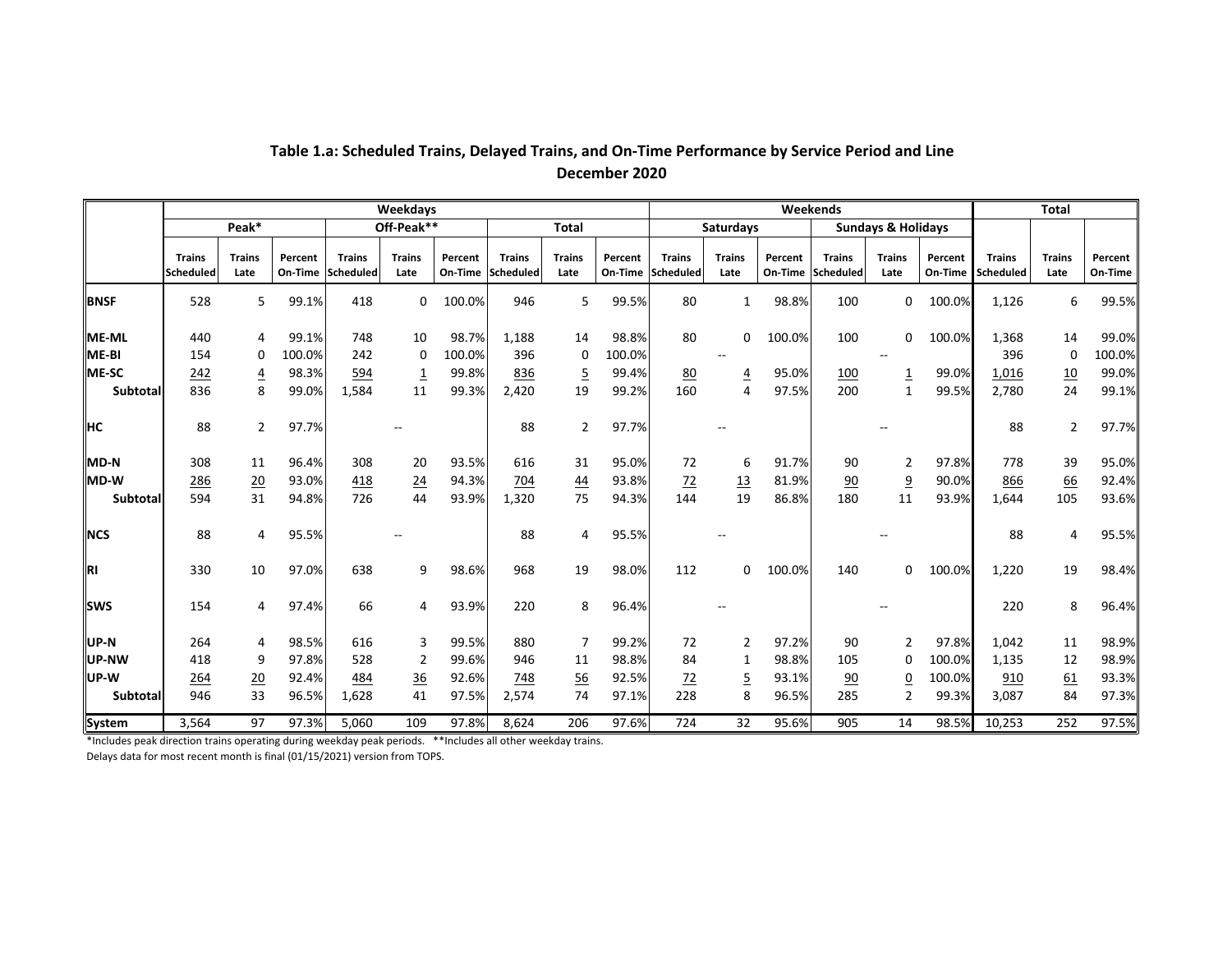**Table 1.a: Scheduled Trains, Delayed Trains, and On-Time Performance by Service Period and Line**
**December 2020**

| | Weekdays | | | | | | | | | Weekends | | | | | | Total | | |
|---|---|---|---|---|---|---|---|---|---|---|---|---|---|---|---|---|---|---|
| | Peak* | | | Off-Peak** | | | Total | | | Saturdays | | | Sundays & Holidays | | | | | |
| | Trains Scheduled | Trains Late | Percent On-Time | Trains Scheduled | Trains Late | Percent On-Time | Trains Scheduled | Trains Late | Percent On-Time | Trains Scheduled | Trains Late | Percent On-Time | Trains Scheduled | Trains Late | Percent On-Time | Trains Scheduled | Trains Late | Percent On-Time |
| **BNSF** | 528 | 5 | 99.1% | 418 | 0 | 100.0% | 946 | 5 | 99.5% | 80 | 1 | 98.8% | 100 | 0 | 100.0% | 1,126 | 6 | 99.5% |
| **ME-ML** | 440 | 4 | 99.1% | 748 | 10 | 98.7% | 1,188 | 14 | 98.8% | 80 | 0 | 100.0% | 100 | 0 | 100.0% | 1,368 | 14 | 99.0% |
| **ME-BI** | 154 | 0 | 100.0% | 242 | 0 | 100.0% | 396 | 0 | 100.0% | | -- | | | -- | | 396 | 0 | 100.0% |
| **ME-SC** | 242 | 4 | 98.3% | 594 | 1 | 99.8% | 836 | 5 | 99.4% | 80 | 4 | 95.0% | 100 | 1 | 99.0% | 1,016 | 10 | 99.0% |
| **Subtotal** | 836 | 8 | 99.0% | 1,584 | 11 | 99.3% | 2,420 | 19 | 99.2% | 160 | 4 | 97.5% | 200 | 1 | 99.5% | 2,780 | 24 | 99.1% |
| **HC** | 88 | 2 | 97.7% | | -- | | 88 | 2 | 97.7% | | -- | | | -- | | 88 | 2 | 97.7% |
| **MD-N** | 308 | 11 | 96.4% | 308 | 20 | 93.5% | 616 | 31 | 95.0% | 72 | 6 | 91.7% | 90 | 2 | 97.8% | 778 | 39 | 95.0% |
| **MD-W** | 286 | 20 | 93.0% | 418 | 24 | 94.3% | 704 | 44 | 93.8% | 72 | 13 | 81.9% | 90 | 9 | 90.0% | 866 | 66 | 92.4% |
| **Subtotal** | 594 | 31 | 94.8% | 726 | 44 | 93.9% | 1,320 | 75 | 94.3% | 144 | 19 | 86.8% | 180 | 11 | 93.9% | 1,644 | 105 | 93.6% |
| **NCS** | 88 | 4 | 95.5% | | -- | | 88 | 4 | 95.5% | | -- | | | -- | | 88 | 4 | 95.5% |
| **RI** | 330 | 10 | 97.0% | 638 | 9 | 98.6% | 968 | 19 | 98.0% | 112 | 0 | 100.0% | 140 | 0 | 100.0% | 1,220 | 19 | 98.4% |
| **SWS** | 154 | 4 | 97.4% | 66 | 4 | 93.9% | 220 | 8 | 96.4% | | -- | | | -- | | 220 | 8 | 96.4% |
| **UP-N** | 264 | 4 | 98.5% | 616 | 3 | 99.5% | 880 | 7 | 99.2% | 72 | 2 | 97.2% | 90 | 2 | 97.8% | 1,042 | 11 | 98.9% |
| **UP-NW** | 418 | 9 | 97.8% | 528 | 2 | 99.6% | 946 | 11 | 98.8% | 84 | 1 | 98.8% | 105 | 0 | 100.0% | 1,135 | 12 | 98.9% |
| **UP-W** | 264 | 20 | 92.4% | 484 | 36 | 92.6% | 748 | 56 | 92.5% | 72 | 5 | 93.1% | 90 | 0 | 100.0% | 910 | 61 | 93.3% |
| **Subtotal** | 946 | 33 | 96.5% | 1,628 | 41 | 97.5% | 2,574 | 74 | 97.1% | 228 | 8 | 96.5% | 285 | 2 | 99.3% | 3,087 | 84 | 97.3% |
| **System** | 3,564 | 97 | 97.3% | 5,060 | 109 | 97.8% | 8,624 | 206 | 97.6% | 724 | 32 | 95.6% | 905 | 14 | 98.5% | 10,253 | 252 | 97.5% |

*Includes peak direction trains operating during weekday peak periods. **Includes all other weekday trains.

Delays data for most recent month is final (01/15/2021) version from TOPS.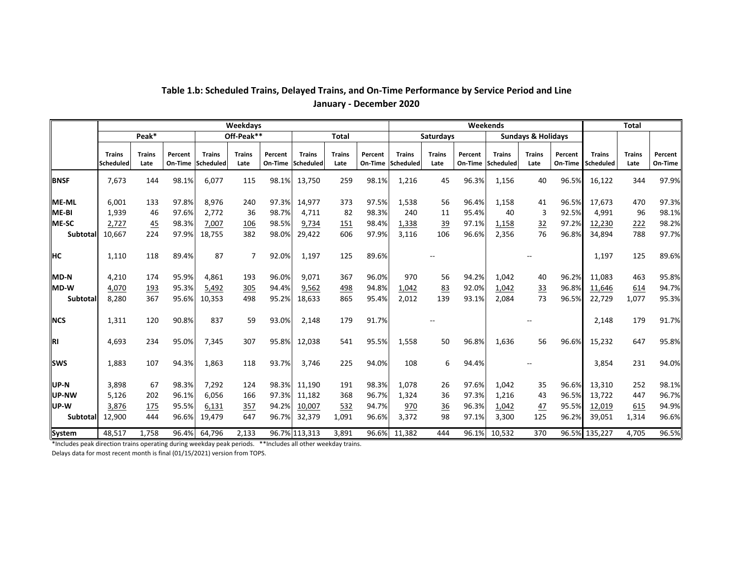## Table 1.b: Scheduled Trains, Delayed Trains, and On-Time Performance by Service Period and Line

### January - December 2020

| | Weekdays | | | | | | | | | Weekends | | | | | | Total | | |
|---|---|---|---|---|---|---|---|---|---|---|---|---|---|---|---|---|---|---|
| | Peak* | | | Off-Peak** | | | Total | | | Saturdays | | | Sundays & Holidays | | | | | |
| | Trains Scheduled | Trains Late | Percent On-Time | Trains Scheduled | Trains Late | Percent On-Time | Trains Scheduled | Trains Late | Percent On-Time | Trains Scheduled | Trains Late | Percent On-Time | Trains Scheduled | Trains Late | Percent On-Time | Trains Scheduled | Trains Late | Percent On-Time |
| **BNSF** | 7,673 | 144 | 98.1% | 6,077 | 115 | 98.1% | 13,750 | 259 | 98.1% | 1,216 | 45 | 96.3% | 1,156 | 40 | 96.5% | 16,122 | 344 | 97.9% |
| **ME-ML** | 6,001 | 133 | 97.8% | 8,976 | 240 | 97.3% | 14,977 | 373 | 97.5% | 1,538 | 56 | 96.4% | 1,158 | 41 | 96.5% | 17,673 | 470 | 97.3% |
| **ME-BI** | 1,939 | 46 | 97.6% | 2,772 | 36 | 98.7% | 4,711 | 82 | 98.3% | 240 | 11 | 95.4% | 40 | 3 | 92.5% | 4,991 | 96 | 98.1% |
| **ME-SC** | 2,727 | 45 | 98.3% | 7,007 | 106 | 98.5% | 9,734 | 151 | 98.4% | 1,338 | 39 | 97.1% | 1,158 | 32 | 97.2% | 12,230 | 222 | 98.2% |
| **Subtotal** | 10,667 | 224 | 97.9% | 18,755 | 382 | 98.0% | 29,422 | 606 | 97.9% | 3,116 | 106 | 96.6% | 2,356 | 76 | 96.8% | 34,894 | 788 | 97.7% |
| **HC** | 1,110 | 118 | 89.4% | 87 | 7 | 92.0% | 1,197 | 125 | 89.6% | | -- | | | -- | | 1,197 | 125 | 89.6% |
| **MD-N** | 4,210 | 174 | 95.9% | 4,861 | 193 | 96.0% | 9,071 | 367 | 96.0% | 970 | 56 | 94.2% | 1,042 | 40 | 96.2% | 11,083 | 463 | 95.8% |
| **MD-W** | 4,070 | 193 | 95.3% | 5,492 | 305 | 94.4% | 9,562 | 498 | 94.8% | 1,042 | 83 | 92.0% | 1,042 | 33 | 96.8% | 11,646 | 614 | 94.7% |
| **Subtotal** | 8,280 | 367 | 95.6% | 10,353 | 498 | 95.2% | 18,633 | 865 | 95.4% | 2,012 | 139 | 93.1% | 2,084 | 73 | 96.5% | 22,729 | 1,077 | 95.3% |
| **NCS** | 1,311 | 120 | 90.8% | 837 | 59 | 93.0% | 2,148 | 179 | 91.7% | | -- | | | -- | | 2,148 | 179 | 91.7% |
| **RI** | 4,693 | 234 | 95.0% | 7,345 | 307 | 95.8% | 12,038 | 541 | 95.5% | 1,558 | 50 | 96.8% | 1,636 | 56 | 96.6% | 15,232 | 647 | 95.8% |
| **SWS** | 1,883 | 107 | 94.3% | 1,863 | 118 | 93.7% | 3,746 | 225 | 94.0% | 108 | 6 | 94.4% | | -- | | 3,854 | 231 | 94.0% |
| **UP-N** | 3,898 | 67 | 98.3% | 7,292 | 124 | 98.3% | 11,190 | 191 | 98.3% | 1,078 | 26 | 97.6% | 1,042 | 35 | 96.6% | 13,310 | 252 | 98.1% |
| **UP-NW** | 5,126 | 202 | 96.1% | 6,056 | 166 | 97.3% | 11,182 | 368 | 96.7% | 1,324 | 36 | 97.3% | 1,216 | 43 | 96.5% | 13,722 | 447 | 96.7% |
| **UP-W** | 3,876 | 175 | 95.5% | 6,131 | 357 | 94.2% | 10,007 | 532 | 94.7% | 970 | 36 | 96.3% | 1,042 | 47 | 95.5% | 12,019 | 615 | 94.9% |
| **Subtotal** | 12,900 | 444 | 96.6% | 19,479 | 647 | 96.7% | 32,379 | 1,091 | 96.6% | 3,372 | 98 | 97.1% | 3,300 | 125 | 96.2% | 39,051 | 1,314 | 96.6% |
| **System** | 48,517 | 1,758 | 96.4% | 64,796 | 2,133 | 96.7% | 113,313 | 3,891 | 96.6% | 11,382 | 444 | 96.1% | 10,532 | 370 | 96.5% | 135,227 | 4,705 | 96.5% |

*Includes peak direction trains operating during weekday peak periods. **Includes all other weekday trains.

Delays data for most recent month is final (01/15/2021) version from TOPS.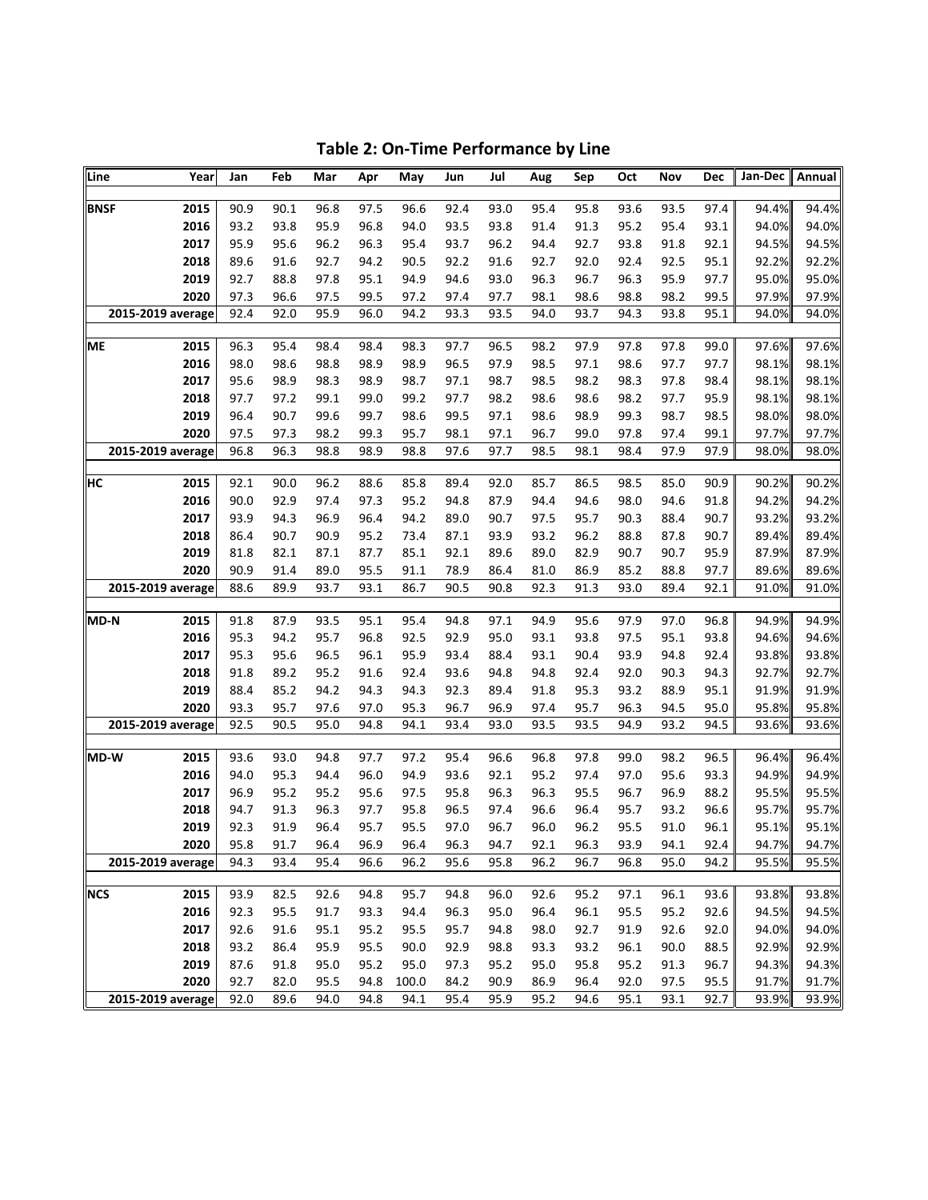# Table 2: On-Time Performance by Line

| Line | Year | Jan | Feb | Mar | Apr | May | Jun | Jul | Aug | Sep | Oct | Nov | Dec | Jan-Dec | Annual |
|---|---|---|---|---|---|---|---|---|---|---|---|---|---|---|---|
| **BNSF** | **2015** | 90.9 | 90.1 | 96.8 | 97.5 | 96.6 | 92.4 | 93.0 | 95.4 | 95.8 | 93.6 | 93.5 | 97.4 | 94.4% | 94.4% |
| | **2016** | 93.2 | 93.8 | 95.9 | 96.8 | 94.0 | 93.5 | 93.8 | 91.4 | 91.3 | 95.2 | 95.4 | 93.1 | 94.0% | 94.0% |
| | **2017** | 95.9 | 95.6 | 96.2 | 96.3 | 95.4 | 93.7 | 96.2 | 94.4 | 92.7 | 93.8 | 91.8 | 92.1 | 94.5% | 94.5% |
| | **2018** | 89.6 | 91.6 | 92.7 | 94.2 | 90.5 | 92.2 | 91.6 | 92.7 | 92.0 | 92.4 | 92.5 | 95.1 | 92.2% | 92.2% |
| | **2019** | 92.7 | 88.8 | 97.8 | 95.1 | 94.9 | 94.6 | 93.0 | 96.3 | 96.7 | 96.3 | 95.9 | 97.7 | 95.0% | 95.0% |
| | **2020** | 97.3 | 96.6 | 97.5 | 99.5 | 97.2 | 97.4 | 97.7 | 98.1 | 98.6 | 98.8 | 98.2 | 99.5 | 97.9% | 97.9% |
| **2015-2019 average** | | 92.4 | 92.0 | 95.9 | 96.0 | 94.2 | 93.3 | 93.5 | 94.0 | 93.7 | 94.3 | 93.8 | 95.1 | 94.0% | 94.0% |
| **ME** | **2015** | 96.3 | 95.4 | 98.4 | 98.4 | 98.3 | 97.7 | 96.5 | 98.2 | 97.9 | 97.8 | 97.8 | 99.0 | 97.6% | 97.6% |
| | **2016** | 98.0 | 98.6 | 98.8 | 98.9 | 98.9 | 96.5 | 97.9 | 98.5 | 97.1 | 98.6 | 97.7 | 97.7 | 98.1% | 98.1% |
| | **2017** | 95.6 | 98.9 | 98.3 | 98.9 | 98.7 | 97.1 | 98.7 | 98.5 | 98.2 | 98.3 | 97.8 | 98.4 | 98.1% | 98.1% |
| | **2018** | 97.7 | 97.2 | 99.1 | 99.0 | 99.2 | 97.7 | 98.2 | 98.6 | 98.6 | 98.2 | 97.7 | 95.9 | 98.1% | 98.1% |
| | **2019** | 96.4 | 90.7 | 99.6 | 99.7 | 98.6 | 99.5 | 97.1 | 98.6 | 98.9 | 99.3 | 98.7 | 98.5 | 98.0% | 98.0% |
| | **2020** | 97.5 | 97.3 | 98.2 | 99.3 | 95.7 | 98.1 | 97.1 | 96.7 | 99.0 | 97.8 | 97.4 | 99.1 | 97.7% | 97.7% |
| **2015-2019 average** | | 96.8 | 96.3 | 98.8 | 98.9 | 98.8 | 97.6 | 97.7 | 98.5 | 98.1 | 98.4 | 97.9 | 97.9 | 98.0% | 98.0% |
| **HC** | **2015** | 92.1 | 90.0 | 96.2 | 88.6 | 85.8 | 89.4 | 92.0 | 85.7 | 86.5 | 98.5 | 85.0 | 90.9 | 90.2% | 90.2% |
| | **2016** | 90.0 | 92.9 | 97.4 | 97.3 | 95.2 | 94.8 | 87.9 | 94.4 | 94.6 | 98.0 | 94.6 | 91.8 | 94.2% | 94.2% |
| | **2017** | 93.9 | 94.3 | 96.9 | 96.4 | 94.2 | 89.0 | 90.7 | 97.5 | 95.7 | 90.3 | 88.4 | 90.7 | 93.2% | 93.2% |
| | **2018** | 86.4 | 90.7 | 90.9 | 95.2 | 73.4 | 87.1 | 93.9 | 93.2 | 96.2 | 88.8 | 87.8 | 90.7 | 89.4% | 89.4% |
| | **2019** | 81.8 | 82.1 | 87.1 | 87.7 | 85.1 | 92.1 | 89.6 | 89.0 | 82.9 | 90.7 | 90.7 | 95.9 | 87.9% | 87.9% |
| | **2020** | 90.9 | 91.4 | 89.0 | 95.5 | 91.1 | 78.9 | 86.4 | 81.0 | 86.9 | 85.2 | 88.8 | 97.7 | 89.6% | 89.6% |
| **2015-2019 average** | | 88.6 | 89.9 | 93.7 | 93.1 | 86.7 | 90.5 | 90.8 | 92.3 | 91.3 | 93.0 | 89.4 | 92.1 | 91.0% | 91.0% |
| **MD-N** | **2015** | 91.8 | 87.9 | 93.5 | 95.1 | 95.4 | 94.8 | 97.1 | 94.9 | 95.6 | 97.9 | 97.0 | 96.8 | 94.9% | 94.9% |
| | **2016** | 95.3 | 94.2 | 95.7 | 96.8 | 92.5 | 92.9 | 95.0 | 93.1 | 93.8 | 97.5 | 95.1 | 93.8 | 94.6% | 94.6% |
| | **2017** | 95.3 | 95.6 | 96.5 | 96.1 | 95.9 | 93.4 | 88.4 | 93.1 | 90.4 | 93.9 | 94.8 | 92.4 | 93.8% | 93.8% |
| | **2018** | 91.8 | 89.2 | 95.2 | 91.6 | 92.4 | 93.6 | 94.8 | 94.8 | 92.4 | 92.0 | 90.3 | 94.3 | 92.7% | 92.7% |
| | **2019** | 88.4 | 85.2 | 94.2 | 94.3 | 94.3 | 92.3 | 89.4 | 91.8 | 95.3 | 93.2 | 88.9 | 95.1 | 91.9% | 91.9% |
| | **2020** | 93.3 | 95.7 | 97.6 | 97.0 | 95.3 | 96.7 | 96.9 | 97.4 | 95.7 | 96.3 | 94.5 | 95.0 | 95.8% | 95.8% |
| **2015-2019 average** | | 92.5 | 90.5 | 95.0 | 94.8 | 94.1 | 93.4 | 93.0 | 93.5 | 93.5 | 94.9 | 93.2 | 94.5 | 93.6% | 93.6% |
| **MD-W** | **2015** | 93.6 | 93.0 | 94.8 | 97.7 | 97.2 | 95.4 | 96.6 | 96.8 | 97.8 | 99.0 | 98.2 | 96.5 | 96.4% | 96.4% |
| | **2016** | 94.0 | 95.3 | 94.4 | 96.0 | 94.9 | 93.6 | 92.1 | 95.2 | 97.4 | 97.0 | 95.6 | 93.3 | 94.9% | 94.9% |
| | **2017** | 96.9 | 95.2 | 95.2 | 95.6 | 97.5 | 95.8 | 96.3 | 96.3 | 95.5 | 96.7 | 96.9 | 88.2 | 95.5% | 95.5% |
| | **2018** | 94.7 | 91.3 | 96.3 | 97.7 | 95.8 | 96.5 | 97.4 | 96.6 | 96.4 | 95.7 | 93.2 | 96.6 | 95.7% | 95.7% |
| | **2019** | 92.3 | 91.9 | 96.4 | 95.7 | 95.5 | 97.0 | 96.7 | 96.0 | 96.2 | 95.5 | 91.0 | 96.1 | 95.1% | 95.1% |
| | **2020** | 95.8 | 91.7 | 96.4 | 96.9 | 96.4 | 96.3 | 94.7 | 92.1 | 96.3 | 93.9 | 94.1 | 92.4 | 94.7% | 94.7% |
| **2015-2019 average** | | 94.3 | 93.4 | 95.4 | 96.6 | 96.2 | 95.6 | 95.8 | 96.2 | 96.7 | 96.8 | 95.0 | 94.2 | 95.5% | 95.5% |
| **NCS** | **2015** | 93.9 | 82.5 | 92.6 | 94.8 | 95.7 | 94.8 | 96.0 | 92.6 | 95.2 | 97.1 | 96.1 | 93.6 | 93.8% | 93.8% |
| | **2016** | 92.3 | 95.5 | 91.7 | 93.3 | 94.4 | 96.3 | 95.0 | 96.4 | 96.1 | 95.5 | 95.2 | 92.6 | 94.5% | 94.5% |
| | **2017** | 92.6 | 91.6 | 95.1 | 95.2 | 95.5 | 95.7 | 94.8 | 98.0 | 92.7 | 91.9 | 92.6 | 92.0 | 94.0% | 94.0% |
| | **2018** | 93.2 | 86.4 | 95.9 | 95.5 | 90.0 | 92.9 | 98.8 | 93.3 | 93.2 | 96.1 | 90.0 | 88.5 | 92.9% | 92.9% |
| | **2019** | 87.6 | 91.8 | 95.0 | 95.2 | 95.0 | 97.3 | 95.2 | 95.0 | 95.8 | 95.2 | 91.3 | 96.7 | 94.3% | 94.3% |
| | **2020** | 92.7 | 82.0 | 95.5 | 94.8 | 100.0 | 84.2 | 90.9 | 86.9 | 96.4 | 92.0 | 97.5 | 95.5 | 91.7% | 91.7% |
| **2015-2019 average** | | 92.0 | 89.6 | 94.0 | 94.8 | 94.1 | 95.4 | 95.9 | 95.2 | 94.6 | 95.1 | 93.1 | 92.7 | 93.9% | 93.9% |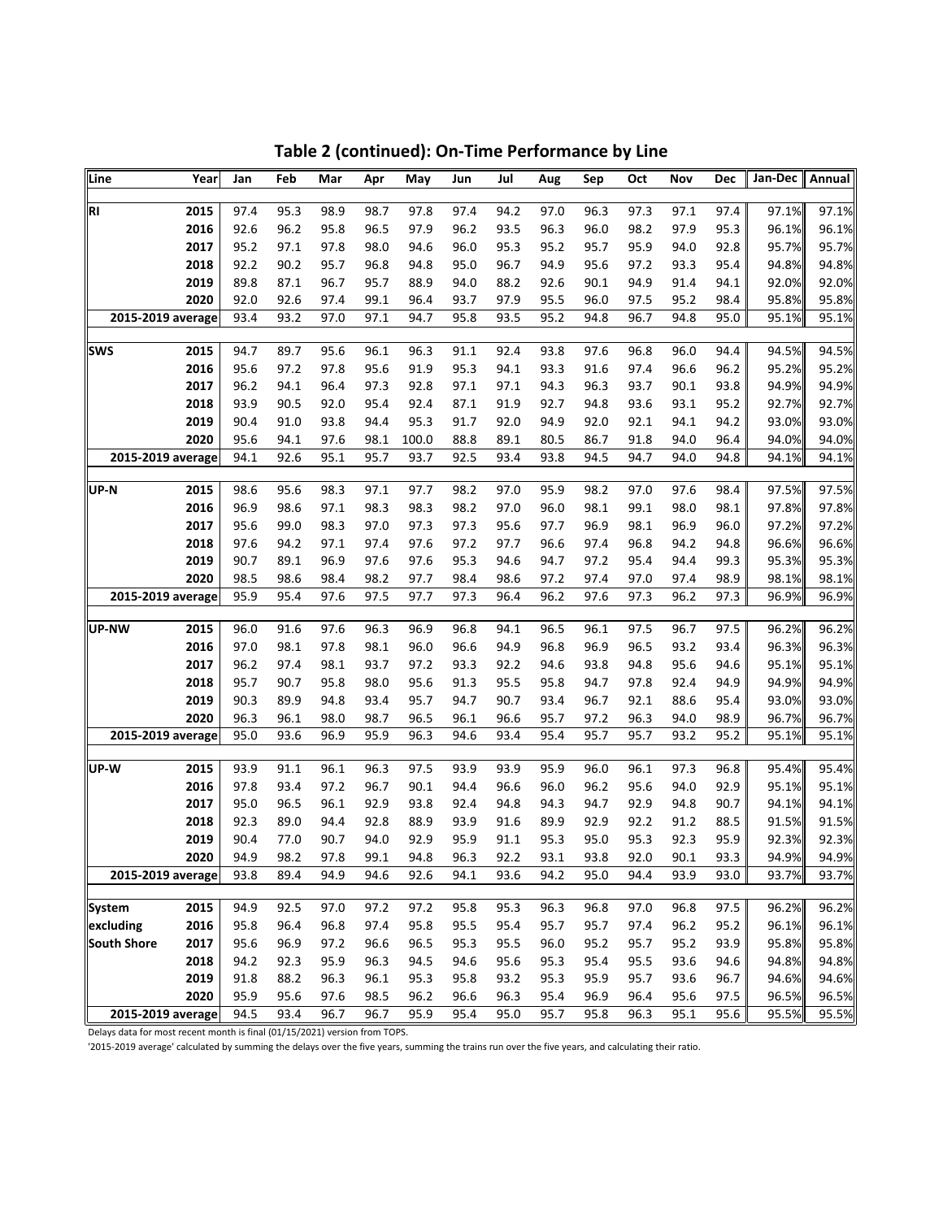# Table 2 (continued): On-Time Performance by Line

| Line | Year | Jan | Feb | Mar | Apr | May | Jun | Jul | Aug | Sep | Oct | Nov | Dec | Jan-Dec | Annual |
|---|---|---|---|---|---|---|---|---|---|---|---|---|---|---|---|
| **RI** | **2015** | 97.4 | 95.3 | 98.9 | 98.7 | 97.8 | 97.4 | 94.2 | 97.0 | 96.3 | 97.3 | 97.1 | 97.4 | 97.1% | 97.1% |
| | **2016** | 92.6 | 96.2 | 95.8 | 96.5 | 97.9 | 96.2 | 93.5 | 96.3 | 96.0 | 98.2 | 97.9 | 95.3 | 96.1% | 96.1% |
| | **2017** | 95.2 | 97.1 | 97.8 | 98.0 | 94.6 | 96.0 | 95.3 | 95.2 | 95.7 | 95.9 | 94.0 | 92.8 | 95.7% | 95.7% |
| | **2018** | 92.2 | 90.2 | 95.7 | 96.8 | 94.8 | 95.0 | 96.7 | 94.9 | 95.6 | 97.2 | 93.3 | 95.4 | 94.8% | 94.8% |
| | **2019** | 89.8 | 87.1 | 96.7 | 95.7 | 88.9 | 94.0 | 88.2 | 92.6 | 90.1 | 94.9 | 91.4 | 94.1 | 92.0% | 92.0% |
| | **2020** | 92.0 | 92.6 | 97.4 | 99.1 | 96.4 | 93.7 | 97.9 | 95.5 | 96.0 | 97.5 | 95.2 | 98.4 | 95.8% | 95.8% |
| **2015-2019 average** | | 93.4 | 93.2 | 97.0 | 97.1 | 94.7 | 95.8 | 93.5 | 95.2 | 94.8 | 96.7 | 94.8 | 95.0 | 95.1% | 95.1% |
| **SWS** | **2015** | 94.7 | 89.7 | 95.6 | 96.1 | 96.3 | 91.1 | 92.4 | 93.8 | 97.6 | 96.8 | 96.0 | 94.4 | 94.5% | 94.5% |
| | **2016** | 95.6 | 97.2 | 97.8 | 95.6 | 91.9 | 95.3 | 94.1 | 93.3 | 91.6 | 97.4 | 96.6 | 96.2 | 95.2% | 95.2% |
| | **2017** | 96.2 | 94.1 | 96.4 | 97.3 | 92.8 | 97.1 | 97.1 | 94.3 | 96.3 | 93.7 | 90.1 | 93.8 | 94.9% | 94.9% |
| | **2018** | 93.9 | 90.5 | 92.0 | 95.4 | 92.4 | 87.1 | 91.9 | 92.7 | 94.8 | 93.6 | 93.1 | 95.2 | 92.7% | 92.7% |
| | **2019** | 90.4 | 91.0 | 93.8 | 94.4 | 95.3 | 91.7 | 92.0 | 94.9 | 92.0 | 92.1 | 94.1 | 94.2 | 93.0% | 93.0% |
| | **2020** | 95.6 | 94.1 | 97.6 | 98.1 | 100.0 | 88.8 | 89.1 | 80.5 | 86.7 | 91.8 | 94.0 | 96.4 | 94.0% | 94.0% |
| **2015-2019 average** | | 94.1 | 92.6 | 95.1 | 95.7 | 93.7 | 92.5 | 93.4 | 93.8 | 94.5 | 94.7 | 94.0 | 94.8 | 94.1% | 94.1% |
| **UP-N** | **2015** | 98.6 | 95.6 | 98.3 | 97.1 | 97.7 | 98.2 | 97.0 | 95.9 | 98.2 | 97.0 | 97.6 | 98.4 | 97.5% | 97.5% |
| | **2016** | 96.9 | 98.6 | 97.1 | 98.3 | 98.3 | 98.2 | 97.0 | 96.0 | 98.1 | 99.1 | 98.0 | 98.1 | 97.8% | 97.8% |
| | **2017** | 95.6 | 99.0 | 98.3 | 97.0 | 97.3 | 97.3 | 95.6 | 97.7 | 96.9 | 98.1 | 96.9 | 96.0 | 97.2% | 97.2% |
| | **2018** | 97.6 | 94.2 | 97.1 | 97.4 | 97.6 | 97.2 | 97.7 | 96.6 | 97.4 | 96.8 | 94.2 | 94.8 | 96.6% | 96.6% |
| | **2019** | 90.7 | 89.1 | 96.9 | 97.6 | 97.6 | 95.3 | 94.6 | 94.7 | 97.2 | 95.4 | 94.4 | 99.3 | 95.3% | 95.3% |
| | **2020** | 98.5 | 98.6 | 98.4 | 98.2 | 97.7 | 98.4 | 98.6 | 97.2 | 97.4 | 97.0 | 97.4 | 98.9 | 98.1% | 98.1% |
| **2015-2019 average** | | 95.9 | 95.4 | 97.6 | 97.5 | 97.7 | 97.3 | 96.4 | 96.2 | 97.6 | 97.3 | 96.2 | 97.3 | 96.9% | 96.9% |
| **UP-NW** | **2015** | 96.0 | 91.6 | 97.6 | 96.3 | 96.9 | 96.8 | 94.1 | 96.5 | 96.1 | 97.5 | 96.7 | 97.5 | 96.2% | 96.2% |
| | **2016** | 97.0 | 98.1 | 97.8 | 98.1 | 96.0 | 96.6 | 94.9 | 96.8 | 96.9 | 96.5 | 93.2 | 93.4 | 96.3% | 96.3% |
| | **2017** | 96.2 | 97.4 | 98.1 | 93.7 | 97.2 | 93.3 | 92.2 | 94.6 | 93.8 | 94.8 | 95.6 | 94.6 | 95.1% | 95.1% |
| | **2018** | 95.7 | 90.7 | 95.8 | 98.0 | 95.6 | 91.3 | 95.5 | 95.8 | 94.7 | 97.8 | 92.4 | 94.9 | 94.9% | 94.9% |
| | **2019** | 90.3 | 89.9 | 94.8 | 93.4 | 95.7 | 94.7 | 90.7 | 93.4 | 96.7 | 92.1 | 88.6 | 95.4 | 93.0% | 93.0% |
| | **2020** | 96.3 | 96.1 | 98.0 | 98.7 | 96.5 | 96.1 | 96.6 | 95.7 | 97.2 | 96.3 | 94.0 | 98.9 | 96.7% | 96.7% |
| **2015-2019 average** | | 95.0 | 93.6 | 96.9 | 95.9 | 96.3 | 94.6 | 93.4 | 95.4 | 95.7 | 95.7 | 93.2 | 95.2 | 95.1% | 95.1% |
| **UP-W** | **2015** | 93.9 | 91.1 | 96.1 | 96.3 | 97.5 | 93.9 | 93.9 | 95.9 | 96.0 | 96.1 | 97.3 | 96.8 | 95.4% | 95.4% |
| | **2016** | 97.8 | 93.4 | 97.2 | 96.7 | 90.1 | 94.4 | 96.6 | 96.0 | 96.2 | 95.6 | 94.0 | 92.9 | 95.1% | 95.1% |
| | **2017** | 95.0 | 96.5 | 96.1 | 92.9 | 93.8 | 92.4 | 94.8 | 94.3 | 94.7 | 92.9 | 94.8 | 90.7 | 94.1% | 94.1% |
| | **2018** | 92.3 | 89.0 | 94.4 | 92.8 | 88.9 | 93.9 | 91.6 | 89.9 | 92.9 | 92.2 | 91.2 | 88.5 | 91.5% | 91.5% |
| | **2019** | 90.4 | 77.0 | 90.7 | 94.0 | 92.9 | 95.9 | 91.1 | 95.3 | 95.0 | 95.3 | 92.3 | 95.9 | 92.3% | 92.3% |
| | **2020** | 94.9 | 98.2 | 97.8 | 99.1 | 94.8 | 96.3 | 92.2 | 93.1 | 93.8 | 92.0 | 90.1 | 93.3 | 94.9% | 94.9% |
| **2015-2019 average** | | 93.8 | 89.4 | 94.9 | 94.6 | 92.6 | 94.1 | 93.6 | 94.2 | 95.0 | 94.4 | 93.9 | 93.0 | 93.7% | 93.7% |
| **System** | **2015** | 94.9 | 92.5 | 97.0 | 97.2 | 97.2 | 95.8 | 95.3 | 96.3 | 96.8 | 97.0 | 96.8 | 97.5 | 96.2% | 96.2% |
| **excluding** | **2016** | 95.8 | 96.4 | 96.8 | 97.4 | 95.8 | 95.5 | 95.4 | 95.7 | 95.7 | 97.4 | 96.2 | 95.2 | 96.1% | 96.1% |
| **South Shore** | **2017** | 95.6 | 96.9 | 97.2 | 96.6 | 96.5 | 95.3 | 95.5 | 96.0 | 95.2 | 95.7 | 95.2 | 93.9 | 95.8% | 95.8% |
| | **2018** | 94.2 | 92.3 | 95.9 | 96.3 | 94.5 | 94.6 | 95.6 | 95.3 | 95.4 | 95.5 | 93.6 | 94.6 | 94.8% | 94.8% |
| | **2019** | 91.8 | 88.2 | 96.3 | 96.1 | 95.3 | 95.8 | 93.2 | 95.3 | 95.9 | 95.7 | 93.6 | 96.7 | 94.6% | 94.6% |
| | **2020** | 95.9 | 95.6 | 97.6 | 98.5 | 96.2 | 96.6 | 96.3 | 95.4 | 96.9 | 96.4 | 95.6 | 97.5 | 96.5% | 96.5% |
| **2015-2019 average** | | 94.5 | 93.4 | 96.7 | 96.7 | 95.9 | 95.4 | 95.0 | 95.7 | 95.8 | 96.3 | 95.1 | 95.6 | 95.5% | 95.5% |

Delays data for most recent month is final (01/15/2021) version from TOPS.

'2015-2019 average' calculated by summing the delays over the five years, summing the trains run over the five years, and calculating their ratio.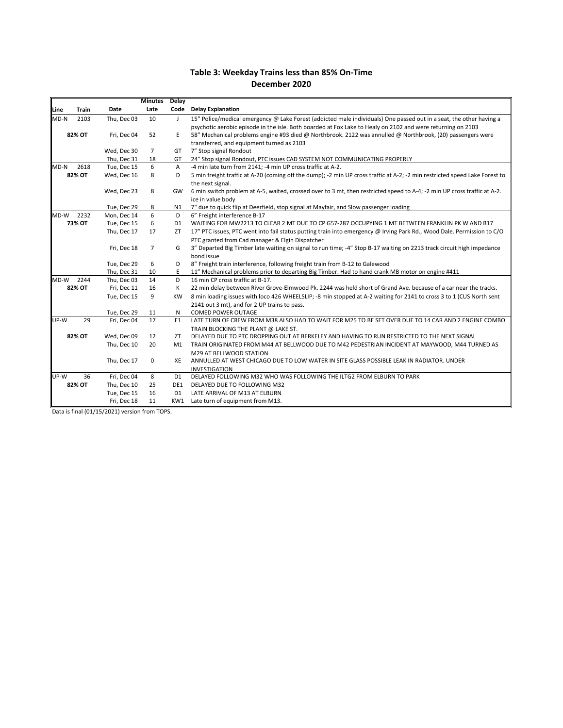## Table 3: Weekday Trains less than 85% On-Time
## December 2020

| Line | Train | Date | Minutes Late | Delay Code | Delay Explanation |
|---|---|---|---|---|---|
| MD-N | 2103 | Thu, Dec 03 | 10 | J | 15" Police/medical emergency @ Lake Forest (addicted male individuals) One passed out in a seat, the other having a psychotic aerobic episode in the isle. Both boarded at Fox Lake to Healy on 2102 and were returning on 2103 |
| 82% OT | | Fri, Dec 04 | 52 | E | 58" Mechanical problems engine #93 died @ Northbrook. 2122 was annulled @ Northbrook, (20) passengers were transferred, and equipment turned as 2103 |
| | | Wed, Dec 30 | 7 | GT | 7" Stop signal Rondout |
| | | Thu, Dec 31 | 18 | GT | 24" Stop signal Rondout, PTC issues CAD SYSTEM NOT COMMUNICATING PROPERLY |
| MD-N | 2618 | Tue, Dec 15 | 6 | A | -4 min late turn from 2141; -4 min UP cross traffic at A-2. |
| 82% OT | | Wed, Dec 16 | 8 | D | 5 min freight traffic at A-20 (coming off the dump); -2 min UP cross traffic at A-2; -2 min restricted speed Lake Forest to the next signal. |
| | | Wed, Dec 23 | 8 | GW | 6 min switch problem at A-5, waited, crossed over to 3 mt, then restricted speed to A-4; -2 min UP cross traffic at A-2. ice in value body |
| | | Tue, Dec 29 | 8 | N1 | 7" due to quick flip at Deerfield, stop signal at Mayfair, and Slow passenger loading |
| MD-W | 2232 | Mon, Dec 14 | 6 | D | 6" Freight interference B-17 |
| 73% OT | | Tue, Dec 15 | 6 | D1 | WAITING FOR MW2213 TO CLEAR 2 MT DUE TO CP G57-287 OCCUPYING 1 MT BETWEEN FRANKLIN PK W AND B17 |
| | | Thu, Dec 17 | 17 | ZT | 17" PTC issues, PTC went into fail status putting train into emergency @ Irving Park Rd., Wood Dale. Permission to C/O PTC granted from Cad manager & Elgin Dispatcher |
| | | Fri, Dec 18 | 7 | G | 3" Departed Big Timber late waiting on signal to run time; -4" Stop B-17 waiting on 2213 track circuit high impedance bond issue |
| | | Tue, Dec 29 | 6 | D | 8" Freight train interference, following freight train from B-12 to Galewood |
| | | Thu, Dec 31 | 10 | E | 11" Mechanical problems prior to departing Big Timber. Had to hand crank MB motor on engine #411 |
| MD-W | 2244 | Thu, Dec 03 | 14 | D | 16 min CP cross traffic at B-17. |
| 82% OT | | Fri, Dec 11 | 16 | K | 22 min delay between River Grove-Elmwood Pk. 2244 was held short of Grand Ave. because of a car near the tracks. |
| | | Tue, Dec 15 | 9 | KW | 8 min loading issues with loco 426 WHEELSLIP; -8 min stopped at A-2 waiting for 2141 to cross 3 to 1 (CUS North sent 2141 out 3 mt), and for 2 UP trains to pass. |
| | | Tue, Dec 29 | 11 | N | COMED POWER OUTAGE |
| UP-W | 29 | Fri, Dec 04 | 17 | E1 | LATE TURN OF CREW FROM M38 ALSO HAD TO WAIT FOR M25 TO BE SET OVER DUE TO 14 CAR AND 2 ENGINE COMBO TRAIN BLOCKING THE PLANT @ LAKE ST. |
| 82% OT | | Wed, Dec 09 | 12 | ZT | DELAYED DUE TO PTC DROPPING OUT AT BERKELEY AND HAVING TO RUN RESTRICTED TO THE NEXT SIGNAL |
| | | Thu, Dec 10 | 20 | M1 | TRAIN ORIGINATED FROM M44 AT BELLWOOD DUE TO M42 PEDESTRIAN INCIDENT AT MAYWOOD, M44 TURNED AS M29 AT BELLWOOD STATION |
| | | Thu, Dec 17 | 0 | XE | ANNULLED AT WEST CHICAGO DUE TO LOW WATER IN SITE GLASS POSSIBLE LEAK IN RADIATOR. UNDER INVESTIGATION |
| UP-W | 36 | Fri, Dec 04 | 8 | D1 | DELAYED FOLLOWING M32 WHO WAS FOLLOWING THE ILTG2 FROM ELBURN TO PARK |
| 82% OT | | Thu, Dec 10 | 25 | DE1 | DELAYED DUE TO FOLLOWING M32 |
| | | Tue, Dec 15 | 16 | D1 | LATE ARRIVAL OF M13 AT ELBURN |
| | | Fri, Dec 18 | 11 | KW1 | Late turn of equipment from M13. |

Data is final (01/15/2021) version from TOPS.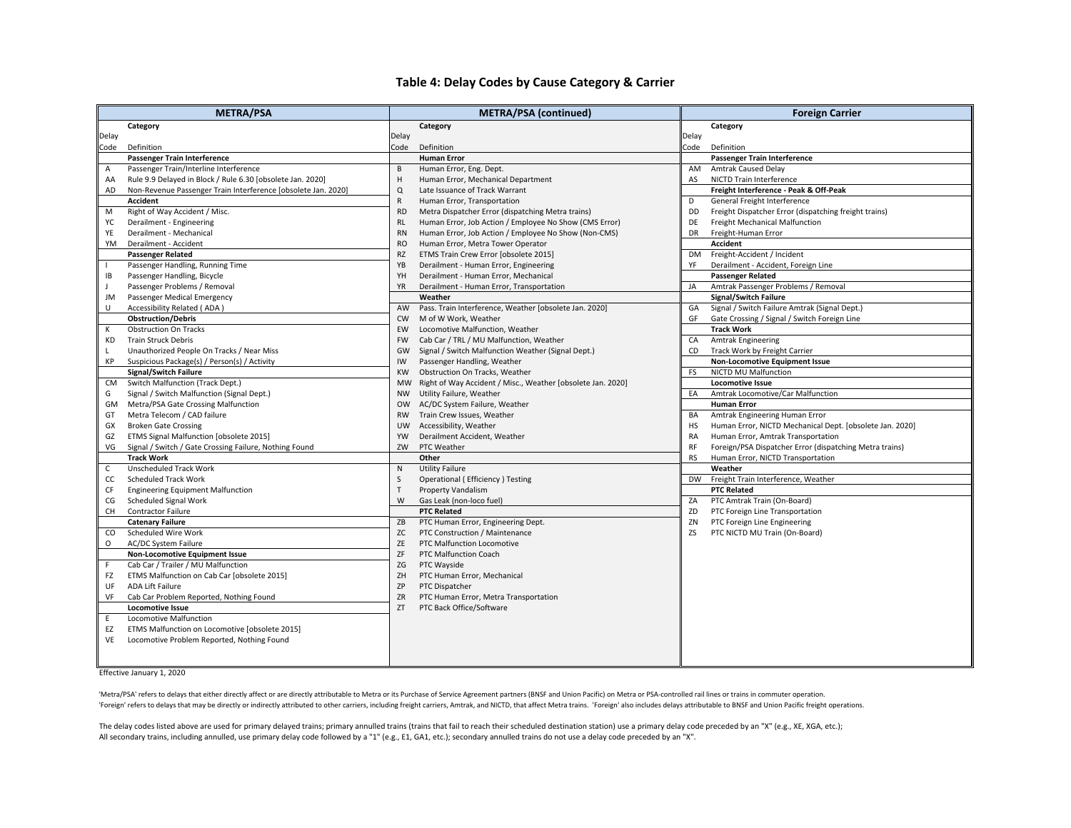## Table 4: Delay Codes by Cause Category & Carrier

### METRA/PSA

| Delay Code | Category / Definition |
|---|---|
| | **Passenger Train Interference** |
| A | Passenger Train/Interline Interference |
| AA | Rule 9.9 Delayed in Block / Rule 6.30 [obsolete Jan. 2020] |
| AD | Non-Revenue Passenger Train Interference [obsolete Jan. 2020] |
| | **Accident** |
| M | Right of Way Accident / Misc. |
| YC | Derailment - Engineering |
| YE | Derailment - Mechanical |
| YM | Derailment - Accident |
| | **Passenger Related** |
| I | Passenger Handling, Running Time |
| IB | Passenger Handling, Bicycle |
| J | Passenger Problems / Removal |
| JM | Passenger Medical Emergency |
| U | Accessibility Related ( ADA ) |
| | **Obstruction/Debris** |
| K | Obstruction On Tracks |
| KD | Train Struck Debris |
| L | Unauthorized People On Tracks / Near Miss |
| KP | Suspicious Package(s) / Person(s) / Activity |
| | **Signal/Switch Failure** |
| CM | Switch Malfunction (Track Dept.) |
| G | Signal / Switch Malfunction (Signal Dept.) |
| GM | Metra/PSA Gate Crossing Malfunction |
| GT | Metra Telecom / CAD failure |
| GX | Broken Gate Crossing |
| GZ | ETMS Signal Malfunction [obsolete 2015] |
| VG | Signal / Switch / Gate Crossing Failure, Nothing Found |
| | **Track Work** |
| C | Unscheduled Track Work |
| CC | Scheduled Track Work |
| CF | Engineering Equipment Malfunction |
| CG | Scheduled Signal Work |
| CH | Contractor Failure |
| | **Catenary Failure** |
| CO | Scheduled Wire Work |
| O | AC/DC System Failure |
| | **Non-Locomotive Equipment Issue** |
| F | Cab Car / Trailer / MU Malfunction |
| FZ | ETMS Malfunction on Cab Car [obsolete 2015] |
| UF | ADA Lift Failure |
| VF | Cab Car Problem Reported, Nothing Found |
| | **Locomotive Issue** |
| E | Locomotive Malfunction |
| EZ | ETMS Malfunction on Locomotive [obsolete 2015] |
| VE | Locomotive Problem Reported, Nothing Found |

### METRA/PSA (continued)

| Delay Code | Category / Definition |
|---|---|
| | **Human Error** |
| B | Human Error, Eng. Dept. |
| H | Human Error, Mechanical Department |
| Q | Late Issuance of Track Warrant |
| R | Human Error, Transportation |
| RD | Metra Dispatcher Error (dispatching Metra trains) |
| RL | Human Error, Job Action / Employee No Show (CMS Error) |
| RN | Human Error, Job Action / Employee No Show (Non-CMS) |
| RO | Human Error, Metra Tower Operator |
| RZ | ETMS Train Crew Error [obsolete 2015] |
| YB | Derailment - Human Error, Engineering |
| YH | Derailment - Human Error, Mechanical |
| YR | Derailment - Human Error, Transportation |
| | **Weather** |
| AW | Pass. Train Interference, Weather [obsolete Jan. 2020] |
| CW | M of W Work, Weather |
| EW | Locomotive Malfunction, Weather |
| FW | Cab Car / TRL / MU Malfunction, Weather |
| GW | Signal / Switch Malfunction Weather (Signal Dept.) |
| IW | Passenger Handling, Weather |
| KW | Obstruction On Tracks, Weather |
| MW | Right of Way Accident / Misc., Weather [obsolete Jan. 2020] |
| NW | Utility Failure, Weather |
| OW | AC/DC System Failure, Weather |
| RW | Train Crew Issues, Weather |
| UW | Accessibility, Weather |
| YW | Derailment Accident, Weather |
| ZW | PTC Weather |
| | **Other** |
| N | Utility Failure |
| S | Operational ( Efficiency ) Testing |
| T | Property Vandalism |
| W | Gas Leak (non-loco fuel) |
| | **PTC Related** |
| ZB | PTC Human Error, Engineering Dept. |
| ZC | PTC Construction / Maintenance |
| ZE | PTC Malfunction Locomotive |
| ZF | PTC Malfunction Coach |
| ZG | PTC Wayside |
| ZH | PTC Human Error, Mechanical |
| ZP | PTC Dispatcher |
| ZR | PTC Human Error, Metra Transportation |
| ZT | PTC Back Office/Software |

### Foreign Carrier

| Delay Code | Category / Definition |
|---|---|
| | **Passenger Train Interference** |
| AM | Amtrak Caused Delay |
| AS | NICTD Train Interference |
| | **Freight Interference - Peak & Off-Peak** |
| D | General Freight Interference |
| DD | Freight Dispatcher Error (dispatching freight trains) |
| DE | Freight Mechanical Malfunction |
| DR | Freight-Human Error |
| | **Accident** |
| DM | Freight-Accident / Incident |
| YF | Derailment - Accident, Foreign Line |
| | **Passenger Related** |
| JA | Amtrak Passenger Problems / Removal |
| | **Signal/Switch Failure** |
| GA | Signal / Switch Failure Amtrak (Signal Dept.) |
| GF | Gate Crossing / Signal / Switch Foreign Line |
| | **Track Work** |
| CA | Amtrak Engineering |
| CD | Track Work by Freight Carrier |
| | **Non-Locomotive Equipment Issue** |
| FS | NICTD MU Malfunction |
| | **Locomotive Issue** |
| EA | Amtrak Locomotive/Car Malfunction |
| | **Human Error** |
| BA | Amtrak Engineering Human Error |
| HS | Human Error, NICTD Mechanical Dept. [obsolete Jan. 2020] |
| RA | Human Error, Amtrak Transportation |
| RF | Foreign/PSA Dispatcher Error (dispatching Metra trains) |
| RS | Human Error, NICTD Transportation |
| | **Weather** |
| DW | Freight Train Interference, Weather |
| | **PTC Related** |
| ZA | PTC Amtrak Train (On-Board) |
| ZD | PTC Foreign Line Transportation |
| ZN | PTC Foreign Line Engineering |
| ZS | PTC NICTD MU Train (On-Board) |

Effective January 1, 2020

'Metra/PSA' refers to delays that either directly affect or are directly attributable to Metra or its Purchase of Service Agreement partners (BNSF and Union Pacific) on Metra or PSA-controlled rail lines or trains in commuter operation.
'Foreign' refers to delays that may be directly or indirectly attributed to other carriers, including freight carriers, Amtrak, and NICTD, that affect Metra trains. 'Foreign' also includes delays attributable to BNSF and Union Pacific freight operations.

The delay codes listed above are used for primary delayed trains; primary annulled trains (trains that fail to reach their scheduled destination station) use a primary delay code preceded by an "X" (e.g., XE, XGA, etc.);
All secondary trains, including annulled, use primary delay code followed by a "1" (e.g., E1, GA1, etc.); secondary annulled trains do not use a delay code preceded by an "X".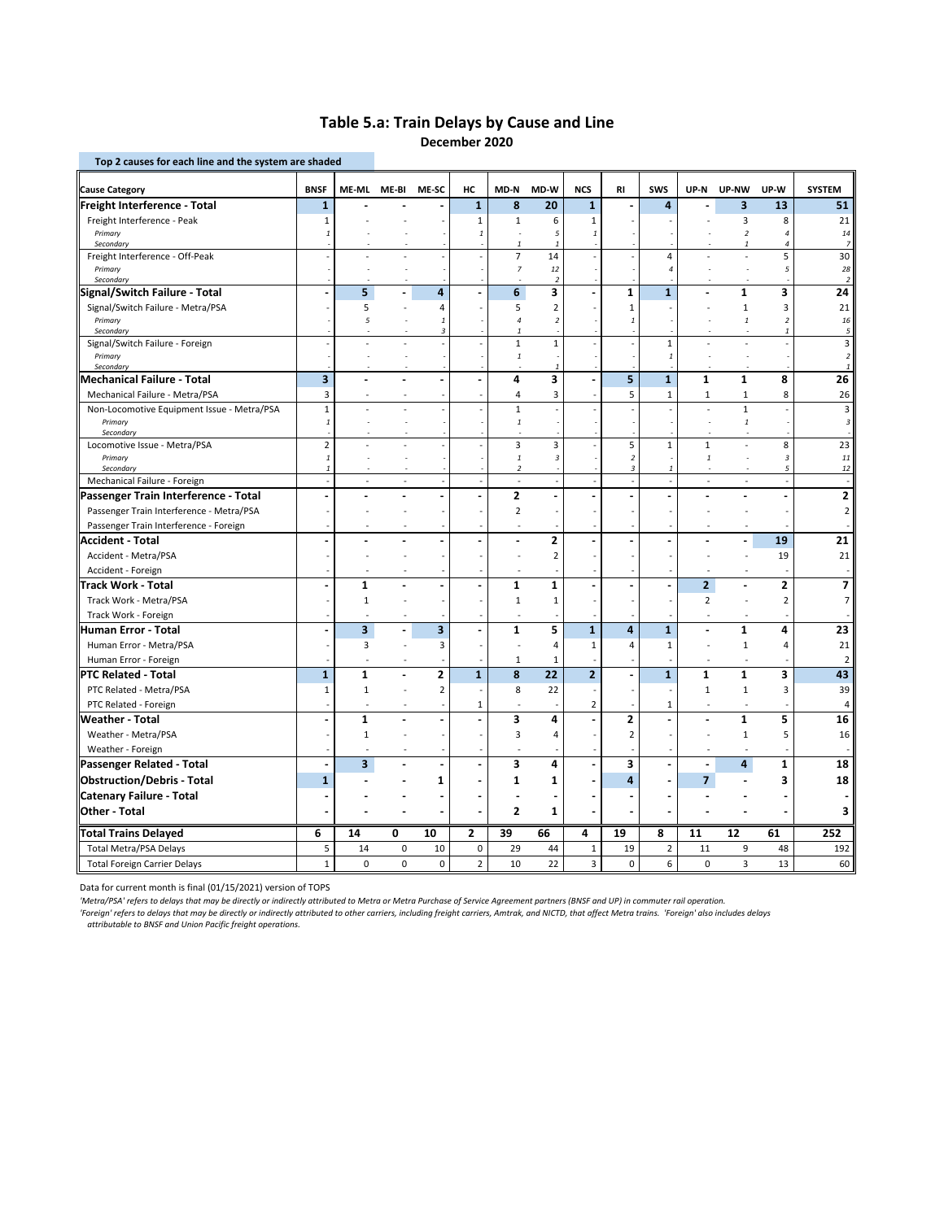## Table 5.a: Train Delays by Cause and Line

**December 2020**

Top 2 causes for each line and the system are shaded

| Cause Category | BNSF | ME-ML | ME-BI | ME-SC | HC | MD-N | MD-W | NCS | RI | SWS | UP-N | UP-NW | UP-W | SYSTEM |
|---|---|---|---|---|---|---|---|---|---|---|---|---|---|---|
| **Freight Interference - Total** | **1** | **-** | **-** | **-** | **1** | **8** | **20** | **1** | **-** | **4** | **-** | **3** | **13** | **51** |
| Freight Interference - Peak | 1 | - | - | - | 1 | 1 | 6 | 1 | - | - | - | 3 | 8 | 21 |
| *Primary* | *1* | - | - | - | *1* | - | *5* | *1* | - | - | - | *2* | *4* | *14* |
| *Secondary* | - | - | - | - | - | *1* | *1* | - | - | - | - | *1* | *4* | *7* |
| Freight Interference - Off-Peak | - | - | - | - | - | 7 | 14 | - | - | 4 | - | - | 5 | 30 |
| *Primary* | - | - | - | - | - | *7* | *12* | - | - | *4* | - | - | *5* | *28* |
| *Secondary* | - | - | - | - | - | - | *2* | - | - | - | - | - | - | *2* |
| **Signal/Switch Failure - Total** | **-** | **5** | **-** | **4** | **-** | **6** | **3** | **-** | **1** | **1** | **-** | **1** | **3** | **24** |
| Signal/Switch Failure - Metra/PSA | - | 5 | - | 4 | - | 5 | 2 | - | 1 | - | - | 1 | 3 | 21 |
| *Primary* | - | *5* | - | *1* | - | *4* | *2* | - | *1* | - | - | *1* | *2* | *16* |
| *Secondary* | - | - | - | *3* | - | *1* | - | - | - | - | - | - | *1* | *5* |
| Signal/Switch Failure - Foreign | - | - | - | - | - | 1 | 1 | - | - | 1 | - | - | - | 3 |
| *Primary* | - | - | - | - | - | *1* | - | - | - | *1* | - | - | - | *2* |
| *Secondary* | - | - | - | - | - | - | *1* | - | - | - | - | - | - | *1* |
| **Mechanical Failure - Total** | **3** | **-** | **-** | **-** | **-** | **4** | **3** | **-** | **5** | **1** | **1** | **1** | **8** | **26** |
| Mechanical Failure - Metra/PSA | 3 | - | - | - | - | 4 | 3 | - | 5 | 1 | 1 | 1 | 8 | 26 |
| Non-Locomotive Equipment Issue - Metra/PSA | 1 | - | - | - | - | 1 | - | - | - | - | - | 1 | - | 3 |
| *Primary* | *1* | - | - | - | - | *1* | - | - | - | - | - | *1* | - | *3* |
| *Secondary* | - | - | - | - | - | - | - | - | - | - | - | - | - | - |
| Locomotive Issue - Metra/PSA | 2 | - | - | - | - | 3 | 3 | - | 5 | 1 | 1 | - | 8 | 23 |
| *Primary* | *1* | - | - | - | - | *1* | *3* | - | *2* | - | *1* | - | *3* | *11* |
| *Secondary* | *1* | - | - | - | - | *2* | - | - | *3* | *1* | - | - | *5* | *12* |
| Mechanical Failure - Foreign | - | - | - | - | - | - | - | - | - | - | - | - | - | - |
| **Passenger Train Interference - Total** | **-** | **-** | **-** | **-** | **-** | **2** | **-** | **-** | **-** | **-** | **-** | **-** | **-** | **2** |
| Passenger Train Interference - Metra/PSA | - | - | - | - | - | 2 | - | - | - | - | - | - | - | 2 |
| Passenger Train Interference - Foreign | - | - | - | - | - | - | - | - | - | - | - | - | - | - |
| **Accident - Total** | **-** | **-** | **-** | **-** | **-** | **-** | **2** | **-** | **-** | **-** | **-** | **-** | **19** | **21** |
| Accident - Metra/PSA | - | - | - | - | - | - | 2 | - | - | - | - | - | 19 | 21 |
| Accident - Foreign | - | - | - | - | - | - | - | - | - | - | - | - | - | - |
| **Track Work - Total** | **-** | **1** | **-** | **-** | **-** | **1** | **1** | **-** | **-** | **-** | **2** | **-** | **2** | **7** |
| Track Work - Metra/PSA | - | 1 | - | - | - | 1 | 1 | - | - | - | 2 | - | 2 | 7 |
| Track Work - Foreign | - | - | - | - | - | - | - | - | - | - | - | - | - | - |
| **Human Error - Total** | **-** | **3** | **-** | **3** | **-** | **1** | **5** | **1** | **4** | **1** | **-** | **1** | **4** | **23** |
| Human Error - Metra/PSA | - | 3 | - | 3 | - | - | 4 | 1 | 4 | 1 | - | 1 | 4 | 21 |
| Human Error - Foreign | - | - | - | - | - | 1 | 1 | - | - | - | - | - | - | 2 |
| **PTC Related - Total** | **1** | **1** | **-** | **2** | **1** | **8** | **22** | **2** | **-** | **1** | **1** | **1** | **3** | **43** |
| PTC Related - Metra/PSA | 1 | 1 | - | 2 | - | 8 | 22 | - | - | - | 1 | 1 | 3 | 39 |
| PTC Related - Foreign | - | - | - | - | 1 | - | - | 2 | - | 1 | - | - | - | 4 |
| **Weather - Total** | **-** | **1** | **-** | **-** | **-** | **3** | **4** | **-** | **2** | **-** | **-** | **1** | **5** | **16** |
| Weather - Metra/PSA | - | 1 | - | - | - | 3 | 4 | - | 2 | - | - | 1 | 5 | 16 |
| Weather - Foreign | - | - | - | - | - | - | - | - | - | - | - | - | - | - |
| **Passenger Related - Total** | **-** | **3** | **-** | **-** | **-** | **3** | **4** | **-** | **3** | **-** | **-** | **4** | **1** | **18** |
| **Obstruction/Debris - Total** | **1** | **-** | **-** | **1** | **-** | **1** | **1** | **-** | **4** | **-** | **7** | **-** | **3** | **18** |
| **Catenary Failure - Total** | **-** | **-** | **-** | **-** | **-** | **-** | **-** | **-** | **-** | **-** | **-** | **-** | **-** | **-** |
| **Other - Total** | **-** | **-** | **-** | **-** | **-** | **2** | **1** | **-** | **-** | **-** | **-** | **-** | **-** | **3** |
| **Total Trains Delayed** | **6** | **14** | **0** | **10** | **2** | **39** | **66** | **4** | **19** | **8** | **11** | **12** | **61** | **252** |
| Total Metra/PSA Delays | 5 | 14 | 0 | 10 | 0 | 29 | 44 | 1 | 19 | 2 | 11 | 9 | 48 | 192 |
| Total Foreign Carrier Delays | 1 | 0 | 0 | 0 | 2 | 10 | 22 | 3 | 0 | 6 | 0 | 3 | 13 | 60 |

Data for current month is final (01/15/2021) version of TOPS

*'Metra/PSA' refers to delays that may be directly or indirectly attributed to Metra or Metra Purchase of Service Agreement partners (BNSF and UP) in commuter rail operation.*

*'Foreign' refers to delays that may be directly or indirectly attributed to other carriers, including freight carriers, Amtrak, and NICTD, that affect Metra trains. 'Foreign' also includes delays attributable to BNSF and Union Pacific freight operations.*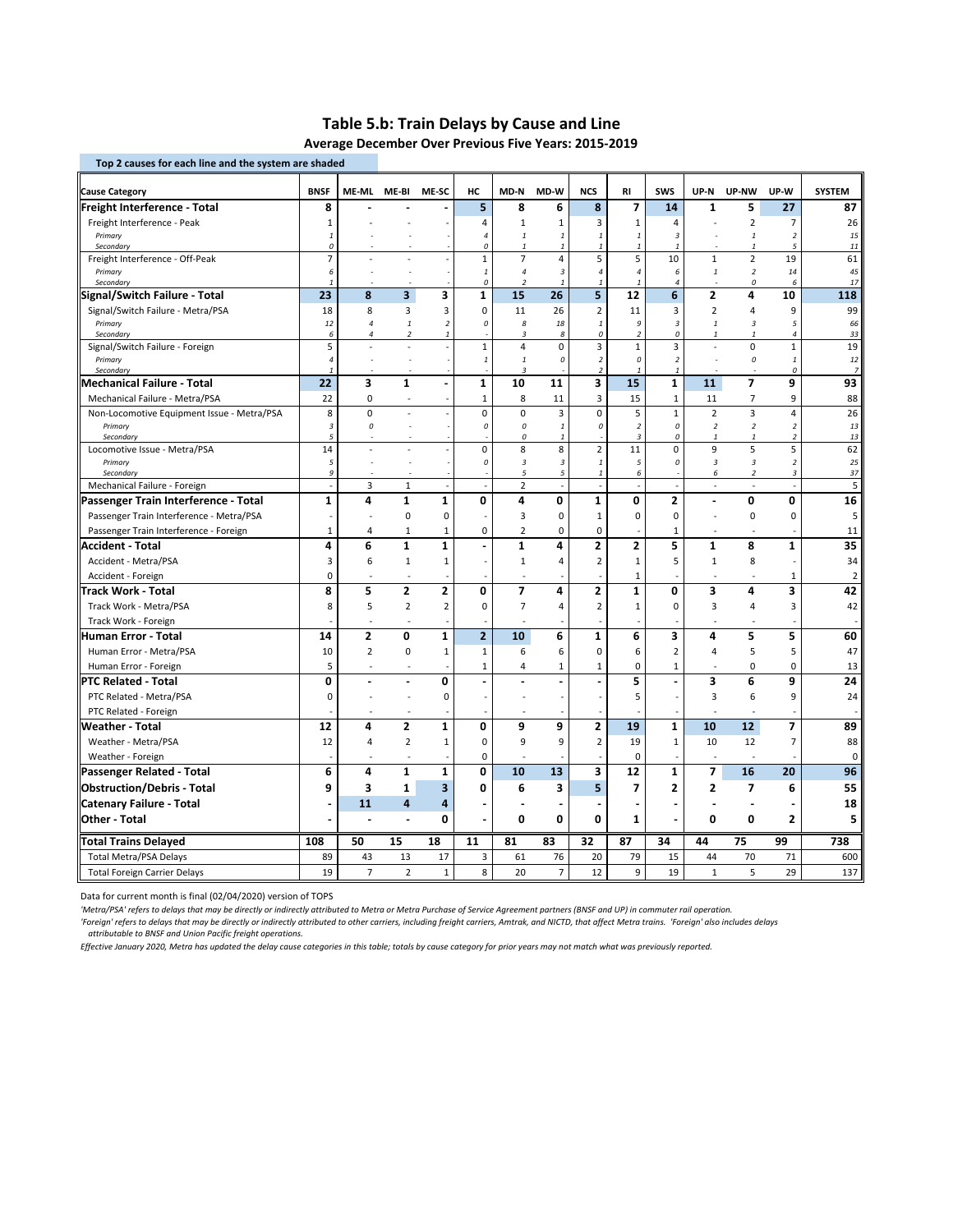# Table 5.b: Train Delays by Cause and Line

## Average December Over Previous Five Years: 2015-2019

Top 2 causes for each line and the system are shaded

| Cause Category | BNSF | ME-ML | ME-BI | ME-SC | HC | MD-N | MD-W | NCS | RI | SWS | UP-N | UP-NW | UP-W | SYSTEM |
|---|---|---|---|---|---|---|---|---|---|---|---|---|---|---|
| **Freight Interference - Total** | **8** | **-** | **-** | **-** | **5** | **8** | **6** | **8** | **7** | **14** | **1** | **5** | **27** | **87** |
| Freight Interference - Peak | 1 | - | - | - | 4 | 1 | 1 | 3 | 1 | 4 | - | 2 | 7 | 26 |
| *Primary* | *1* | *-* | *-* | *-* | *4* | *1* | *1* | *1* | *1* | *3* | *-* | *1* | *2* | *15* |
| *Secondary* | *0* | *-* | *-* | *-* | *0* | *1* | *1* | *1* | *1* | *1* | *-* | *1* | *5* | *11* |
| Freight Interference - Off-Peak | 7 | - | - | - | 1 | 7 | 4 | 5 | 5 | 10 | 1 | 2 | 19 | 61 |
| *Primary* | *6* | *-* | *-* | *-* | *1* | *4* | *3* | *4* | *4* | *6* | *1* | *2* | *14* | *45* |
| *Secondary* | *1* | *-* | *-* | *-* | *0* | *2* | *1* | *1* | *1* | *4* | *-* | *0* | *6* | *17* |
| **Signal/Switch Failure - Total** | **23** | **8** | **3** | **3** | **1** | **15** | **26** | **5** | **12** | **6** | **2** | **4** | **10** | **118** |
| Signal/Switch Failure - Metra/PSA | 18 | 8 | 3 | 3 | 0 | 11 | 26 | 2 | 11 | 3 | 2 | 4 | 9 | 99 |
| *Primary* | *12* | *4* | *1* | *2* | *0* | *8* | *18* | *1* | *9* | *3* | *1* | *3* | *5* | *66* |
| *Secondary* | *6* | *4* | *2* | *1* | *-* | *3* | *8* | *0* | *2* | *0* | *1* | *1* | *4* | *33* |
| Signal/Switch Failure - Foreign | 5 | - | - | - | 1 | 4 | 0 | 3 | 1 | 3 | - | 0 | 1 | 19 |
| *Primary* | *4* | *-* | *-* | *-* | *1* | *1* | *0* | *2* | *0* | *2* | *-* | *0* | *1* | *12* |
| *Secondary* | *1* | *-* | *-* | *-* | *-* | *3* | *-* | *2* | *1* | *1* | *-* | *-* | *0* | *7* |
| **Mechanical Failure - Total** | **22** | **3** | **1** | **-** | **1** | **10** | **11** | **3** | **15** | **1** | **11** | **7** | **9** | **93** |
| Mechanical Failure - Metra/PSA | 22 | 0 | - | - | 1 | 8 | 11 | 3 | 15 | 1 | 11 | 7 | 9 | 88 |
| Non-Locomotive Equipment Issue - Metra/PSA | 8 | 0 | - | - | 0 | 0 | 3 | 0 | 5 | 1 | 2 | 3 | 4 | 26 |
| *Primary* | *3* | *0* | *-* | *-* | *0* | *0* | *1* | *0* | *2* | *0* | *2* | *2* | *2* | *13* |
| *Secondary* | *5* | *-* | *-* | *-* | *-* | *0* | *1* | *-* | *3* | *0* | *1* | *1* | *2* | *13* |
| Locomotive Issue - Metra/PSA | 14 | - | - | - | 0 | 8 | 8 | 2 | 11 | 0 | 9 | 5 | 5 | 62 |
| *Primary* | *5* | *-* | *-* | *-* | *0* | *3* | *3* | *1* | *5* | *0* | *3* | *3* | *2* | *25* |
| *Secondary* | *9* | *-* | *-* | *-* | *-* | *5* | *5* | *1* | *6* | *-* | *6* | *2* | *3* | *37* |
| Mechanical Failure - Foreign | - | 3 | 1 | - | - | 2 | - | - | - | - | - | - | - | 5 |
| **Passenger Train Interference - Total** | **1** | **4** | **1** | **1** | **0** | **4** | **0** | **1** | **0** | **2** | **-** | **0** | **0** | **16** |
| Passenger Train Interference - Metra/PSA | - | - | 0 | 0 | - | 3 | 0 | 1 | 0 | 0 | - | 0 | 0 | 5 |
| Passenger Train Interference - Foreign | 1 | 4 | 1 | 1 | 0 | 2 | 0 | 0 | - | 1 | - | - | - | 11 |
| **Accident - Total** | **4** | **6** | **1** | **1** | **-** | **1** | **4** | **2** | **2** | **5** | **1** | **8** | **1** | **35** |
| Accident - Metra/PSA | 3 | 6 | 1 | 1 | - | 1 | 4 | 2 | 1 | 5 | 1 | 8 | - | 34 |
| Accident - Foreign | 0 | - | - | - | - | - | - | - | 1 | - | - | - | 1 | 2 |
| **Track Work - Total** | **8** | **5** | **2** | **2** | **0** | **7** | **4** | **2** | **1** | **0** | **3** | **4** | **3** | **42** |
| Track Work - Metra/PSA | 8 | 5 | 2 | 2 | 0 | 7 | 4 | 2 | 1 | 0 | 3 | 4 | 3 | 42 |
| Track Work - Foreign | - | - | - | - | - | - | - | - | - | - | - | - | - | - |
| **Human Error - Total** | **14** | **2** | **0** | **1** | **2** | **10** | **6** | **1** | **6** | **3** | **4** | **5** | **5** | **60** |
| Human Error - Metra/PSA | 10 | 2 | 0 | 1 | 1 | 6 | 6 | 0 | 6 | 2 | 4 | 5 | 5 | 47 |
| Human Error - Foreign | 5 | - | - | - | 1 | 4 | 1 | 1 | 0 | 1 | - | 0 | 0 | 13 |
| **PTC Related - Total** | **0** | **-** | **-** | **0** | **-** | **-** | **-** | **-** | **5** | **-** | **3** | **6** | **9** | **24** |
| PTC Related - Metra/PSA | 0 | - | - | 0 | - | - | - | - | 5 | - | 3 | 6 | 9 | 24 |
| PTC Related - Foreign | - | - | - | - | - | - | - | - | - | - | - | - | - | - |
| **Weather - Total** | **12** | **4** | **2** | **1** | **0** | **9** | **9** | **2** | **19** | **1** | **10** | **12** | **7** | **89** |
| Weather - Metra/PSA | 12 | 4 | 2 | 1 | 0 | 9 | 9 | 2 | 19 | 1 | 10 | 12 | 7 | 88 |
| Weather - Foreign | - | - | - | - | 0 | - | - | - | 0 | - | - | - | - | 0 |
| **Passenger Related - Total** | **6** | **4** | **1** | **1** | **0** | **10** | **13** | **3** | **12** | **1** | **7** | **16** | **20** | **96** |
| **Obstruction/Debris - Total** | **9** | **3** | **1** | **3** | **0** | **6** | **3** | **5** | **7** | **2** | **2** | **7** | **6** | **55** |
| **Catenary Failure - Total** | **-** | **11** | **4** | **4** | **-** | **-** | **-** | **-** | **-** | **-** | **-** | **-** | **-** | **18** |
| **Other - Total** | **-** | **-** | **-** | **0** | **-** | **0** | **0** | **0** | **1** | **-** | **0** | **0** | **2** | **5** |
| **Total Trains Delayed** | **108** | **50** | **15** | **18** | **11** | **81** | **83** | **32** | **87** | **34** | **44** | **75** | **99** | **738** |
| Total Metra/PSA Delays | 89 | 43 | 13 | 17 | 3 | 61 | 76 | 20 | 79 | 15 | 44 | 70 | 71 | 600 |
| Total Foreign Carrier Delays | 19 | 7 | 2 | 1 | 8 | 20 | 7 | 12 | 9 | 19 | 1 | 5 | 29 | 137 |

Data for current month is final (02/04/2020) version of TOPS

*'Metra/PSA' refers to delays that may be directly or indirectly attributed to Metra or Metra Purchase of Service Agreement partners (BNSF and UP) in commuter rail operation.*

*'Foreign' refers to delays that may be directly or indirectly attributed to other carriers, including freight carriers, Amtrak, and NICTD, that affect Metra trains. 'Foreign' also includes delays attributable to BNSF and Union Pacific freight operations.*

*Effective January 2020, Metra has updated the delay cause categories in this table; totals by cause category for prior years may not match what was previously reported.*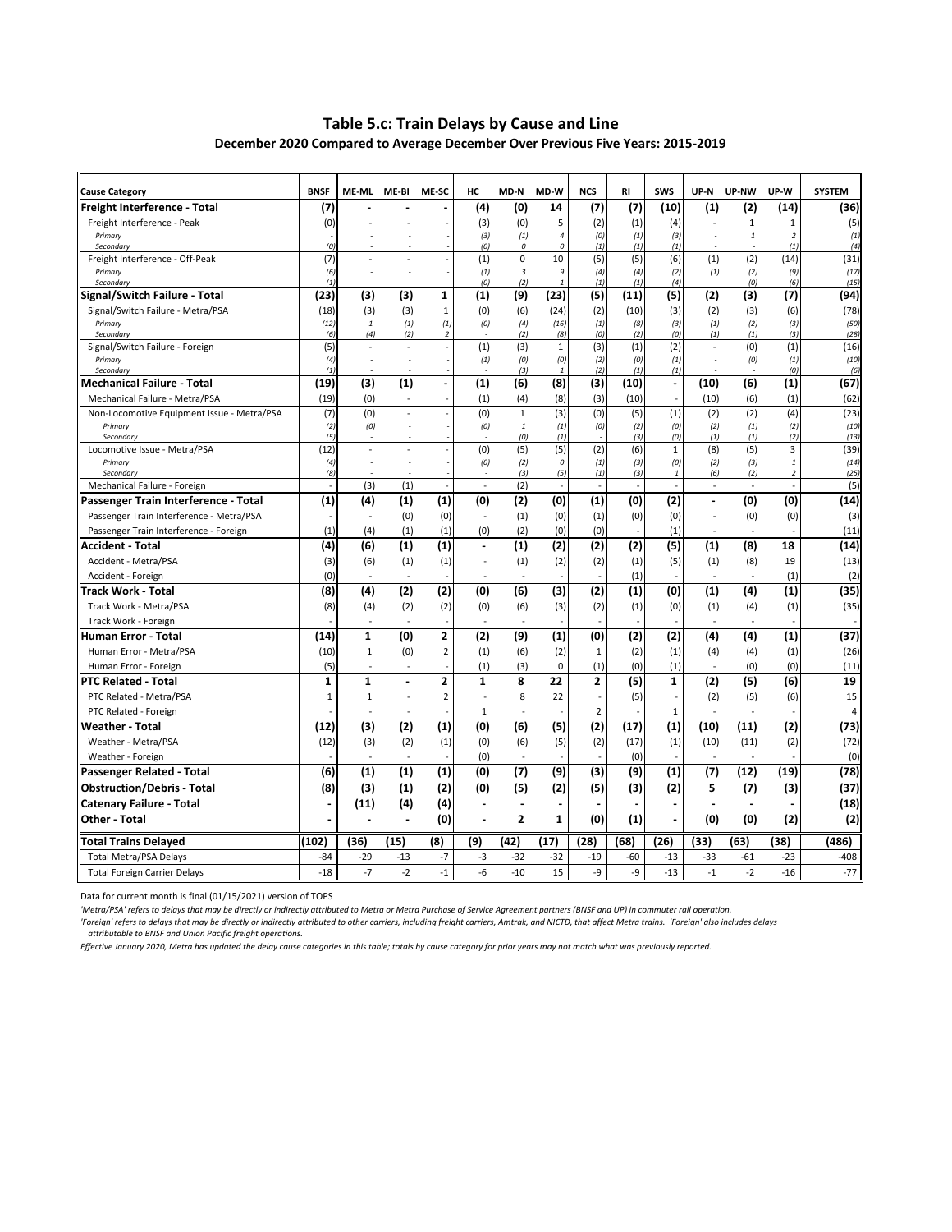# Table 5.c: Train Delays by Cause and Line

**December 2020 Compared to Average December Over Previous Five Years: 2015-2019**

| Cause Category | BNSF | ME-ML | ME-BI | ME-SC | HC | MD-N | MD-W | NCS | RI | SWS | UP-N | UP-NW | UP-W | SYSTEM |
|---|---|---|---|---|---|---|---|---|---|---|---|---|---|---|
| **Freight Interference - Total** | **(7)** | **-** | **-** | **-** | **(4)** | **(0)** | **14** | **(7)** | **(7)** | **(10)** | **(1)** | **(2)** | **(14)** | **(36)** |
| Freight Interference - Peak | (0) | - | - | - | (3) | (0) | 5 | (2) | (1) | (4) | - | 1 | 1 | (5) |
| *Primary* | - | - | - | - | (3) | (1) | 4 | (0) | (1) | (3) | - | 1 | 2 | (1) |
| *Secondary* | (0) | - | - | - | (0) | 0 | 0 | (1) | (1) | (1) | - | - | (1) | (4) |
| Freight Interference - Off-Peak | (7) | - | - | - | (1) | 0 | 10 | (5) | (5) | (6) | (1) | (2) | (14) | (31) |
| *Primary* | (6) | - | - | - | (1) | 3 | 9 | (4) | (4) | (2) | (1) | (2) | (9) | (17) |
| *Secondary* | (1) | - | - | - | (0) | (2) | 1 | (1) | (1) | (4) | - | (0) | (6) | (15) |
| **Signal/Switch Failure - Total** | **(23)** | **(3)** | **(3)** | **1** | **(1)** | **(9)** | **(23)** | **(5)** | **(11)** | **(5)** | **(2)** | **(3)** | **(7)** | **(94)** |
| Signal/Switch Failure - Metra/PSA | (18) | (3) | (3) | 1 | (0) | (6) | (24) | (2) | (10) | (3) | (2) | (3) | (6) | (78) |
| *Primary* | (12) | 1 | (1) | (1) | (0) | (4) | (16) | (1) | (8) | (3) | (1) | (2) | (3) | (50) |
| *Secondary* | (6) | (4) | (2) | 2 | - | (2) | (8) | (0) | (2) | (0) | (1) | (1) | (3) | (28) |
| Signal/Switch Failure - Foreign | (5) | - | - | - | (1) | (3) | 1 | (3) | (1) | (2) | - | (0) | (1) | (16) |
| *Primary* | (4) | - | - | - | (1) | (0) | (0) | (2) | (0) | (1) | - | (0) | (1) | (10) |
| *Secondary* | (1) | - | - | - | - | (3) | 1 | (2) | (1) | (1) | - | - | (0) | (6) |
| **Mechanical Failure - Total** | **(19)** | **(3)** | **(1)** | **-** | **(1)** | **(6)** | **(8)** | **(3)** | **(10)** | **-** | **(10)** | **(6)** | **(1)** | **(67)** |
| Mechanical Failure - Metra/PSA | (19) | (0) | - | - | (1) | (4) | (8) | (3) | (10) | - | (10) | (6) | (1) | (62) |
| Non-Locomotive Equipment Issue - Metra/PSA | (7) | (0) | - | - | (0) | 1 | (3) | (0) | (5) | (1) | (2) | (2) | (4) | (23) |
| *Primary* | (2) | (0) | - | - | (0) | 1 | (1) | (0) | (2) | (0) | (2) | (1) | (2) | (10) |
| *Secondary* | (5) | - | - | - | - | (0) | (1) | - | (3) | (0) | (1) | (1) | (2) | (13) |
| Locomotive Issue - Metra/PSA | (12) | - | - | - | (0) | (5) | (5) | (2) | (6) | 1 | (8) | (5) | 3 | (39) |
| *Primary* | (4) | - | - | - | (0) | (2) | 0 | (1) | (3) | (0) | (2) | (3) | 1 | (14) |
| *Secondary* | (8) | - | - | - | - | (3) | (5) | (1) | (3) | 1 | (6) | (2) | 2 | (25) |
| Mechanical Failure - Foreign | - | (3) | (1) | - | - | (2) | - | - | - | - | - | - | - | (5) |
| **Passenger Train Interference - Total** | **(1)** | **(4)** | **(1)** | **(1)** | **(0)** | **(2)** | **(0)** | **(1)** | **(0)** | **(2)** | **-** | **(0)** | **(0)** | **(14)** |
| Passenger Train Interference - Metra/PSA | - | - | (0) | (0) | - | (1) | (0) | (1) | (0) | (0) | - | (0) | (0) | (3) |
| Passenger Train Interference - Foreign | (1) | (4) | (1) | (1) | (0) | (2) | (0) | (0) | - | (1) | - | - | - | (11) |
| **Accident - Total** | **(4)** | **(6)** | **(1)** | **(1)** | **-** | **(1)** | **(2)** | **(2)** | **(2)** | **(5)** | **(1)** | **(8)** | **18** | **(14)** |
| Accident - Metra/PSA | (3) | (6) | (1) | (1) | - | (1) | (2) | (2) | (1) | (5) | (1) | (8) | 19 | (13) |
| Accident - Foreign | (0) | - | - | - | - | - | - | - | (1) | - | - | - | (1) | (2) |
| **Track Work - Total** | **(8)** | **(4)** | **(2)** | **(2)** | **(0)** | **(6)** | **(3)** | **(2)** | **(1)** | **(0)** | **(1)** | **(4)** | **(1)** | **(35)** |
| Track Work - Metra/PSA | (8) | (4) | (2) | (2) | (0) | (6) | (3) | (2) | (1) | (0) | (1) | (4) | (1) | (35) |
| Track Work - Foreign | - | - | - | - | - | - | - | - | - | - | - | - | - | - |
| **Human Error - Total** | **(14)** | **1** | **(0)** | **2** | **(2)** | **(9)** | **(1)** | **(0)** | **(2)** | **(2)** | **(4)** | **(4)** | **(1)** | **(37)** |
| Human Error - Metra/PSA | (10) | 1 | (0) | 2 | (1) | (6) | (2) | 1 | (2) | (1) | (4) | (4) | (1) | (26) |
| Human Error - Foreign | (5) | - | - | - | (1) | (3) | 0 | (1) | (0) | (1) | - | (0) | (0) | (11) |
| **PTC Related - Total** | **1** | **1** | **-** | **2** | **1** | **8** | **22** | **2** | **(5)** | **1** | **(2)** | **(5)** | **(6)** | **19** |
| PTC Related - Metra/PSA | 1 | 1 | - | 2 | - | 8 | 22 | - | (5) | - | (2) | (5) | (6) | 15 |
| PTC Related - Foreign | - | - | - | - | 1 | - | - | 2 | - | 1 | - | - | - | 4 |
| **Weather - Total** | **(12)** | **(3)** | **(2)** | **(1)** | **(0)** | **(6)** | **(5)** | **(2)** | **(17)** | **(1)** | **(10)** | **(11)** | **(2)** | **(73)** |
| Weather - Metra/PSA | (12) | (3) | (2) | (1) | (0) | (6) | (5) | (2) | (17) | (1) | (10) | (11) | (2) | (72) |
| Weather - Foreign | - | - | - | - | (0) | - | - | - | (0) | - | - | - | - | (0) |
| **Passenger Related - Total** | **(6)** | **(1)** | **(1)** | **(1)** | **(0)** | **(7)** | **(9)** | **(3)** | **(9)** | **(1)** | **(7)** | **(12)** | **(19)** | **(78)** |
| **Obstruction/Debris - Total** | **(8)** | **(3)** | **(1)** | **(2)** | **(0)** | **(5)** | **(2)** | **(5)** | **(3)** | **(2)** | **5** | **(7)** | **(3)** | **(37)** |
| **Catenary Failure - Total** | **-** | **(11)** | **(4)** | **(4)** | **-** | **-** | **-** | **-** | **-** | **-** | **-** | **-** | **-** | **(18)** |
| **Other - Total** | **-** | **-** | **-** | **(0)** | **-** | **2** | **1** | **(0)** | **(1)** | **-** | **(0)** | **(0)** | **(2)** | **(2)** |
| **Total Trains Delayed** | **(102)** | **(36)** | **(15)** | **(8)** | **(9)** | **(42)** | **(17)** | **(28)** | **(68)** | **(26)** | **(33)** | **(63)** | **(38)** | **(486)** |
| Total Metra/PSA Delays | -84 | -29 | -13 | -7 | -3 | -32 | -32 | -19 | -60 | -13 | -33 | -61 | -23 | -408 |
| Total Foreign Carrier Delays | -18 | -7 | -2 | -1 | -6 | -10 | 15 | -9 | -9 | -13 | -1 | -2 | -16 | -77 |

Data for current month is final (01/15/2021) version of TOPS

*'Metra/PSA' refers to delays that may be directly or indirectly attributed to Metra or Metra Purchase of Service Agreement partners (BNSF and UP) in commuter rail operation.*

*'Foreign' refers to delays that may be directly or indirectly attributed to other carriers, including freight carriers, Amtrak, and NICTD, that affect Metra trains. 'Foreign' also includes delays attributable to BNSF and Union Pacific freight operations.*

*Effective January 2020, Metra has updated the delay cause categories in this table; totals by cause category for prior years may not match what was previously reported.*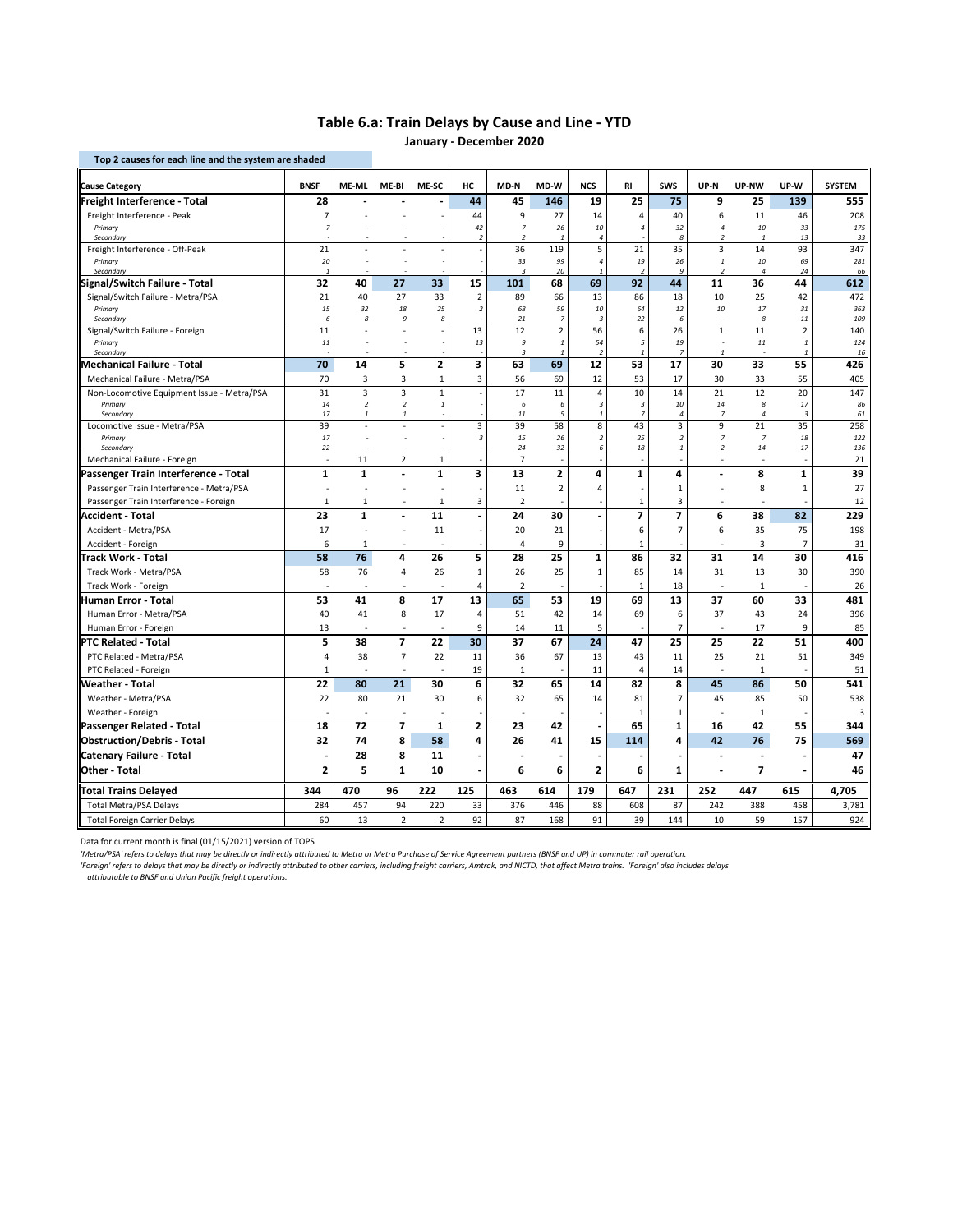# Table 6.a: Train Delays by Cause and Line - YTD

January - December 2020

Top 2 causes for each line and the system are shaded

| Cause Category | BNSF | ME-ML | ME-BI | ME-SC | HC | MD-N | MD-W | NCS | RI | SWS | UP-N | UP-NW | UP-W | SYSTEM |
|---|---|---|---|---|---|---|---|---|---|---|---|---|---|---|
| **Freight Interference - Total** | **28** | **-** | **-** | **-** | **44** | **45** | **146** | **19** | **25** | **75** | **9** | **25** | **139** | **555** |
| Freight Interference - Peak | 7 | - | - | - | 44 | 9 | 27 | 14 | 4 | 40 | 6 | 11 | 46 | 208 |
| *Primary* | *7* | *-* | *-* | *-* | *42* | *7* | *26* | *10* | *4* | *32* | *4* | *10* | *33* | *175* |
| *Secondary* | *-* | *-* | *-* | *-* | *2* | *2* | *1* | *4* | *-* | *8* | *2* | *1* | *13* | *33* |
| Freight Interference - Off-Peak | 21 | - | - | - | - | 36 | 119 | 5 | 21 | 35 | 3 | 14 | 93 | 347 |
| *Primary* | *20* | *-* | *-* | *-* | *-* | *33* | *99* | *4* | *19* | *26* | *1* | *10* | *69* | *281* |
| *Secondary* | *1* | *-* | *-* | *-* | *-* | *3* | *20* | *1* | *2* | *9* | *2* | *4* | *24* | *66* |
| **Signal/Switch Failure - Total** | **32** | **40** | **27** | **33** | **15** | **101** | **68** | **69** | **92** | **44** | **11** | **36** | **44** | **612** |
| Signal/Switch Failure - Metra/PSA | 21 | 40 | 27 | 33 | 2 | 89 | 66 | 13 | 86 | 18 | 10 | 25 | 42 | 472 |
| *Primary* | *15* | *32* | *18* | *25* | *2* | *68* | *59* | *10* | *64* | *12* | *10* | *17* | *31* | *363* |
| *Secondary* | *6* | *8* | *9* | *8* | *-* | *21* | *7* | *3* | *22* | *6* | *-* | *8* | *11* | *109* |
| Signal/Switch Failure - Foreign | 11 | - | - | - | 13 | 12 | 2 | 56 | 6 | 26 | 1 | 11 | 2 | 140 |
| *Primary* | *11* | *-* | *-* | *-* | *13* | *9* | *1* | *54* | *5* | *19* | *-* | *11* | *1* | *124* |
| *Secondary* | *-* | *-* | *-* | *-* | *-* | *3* | *1* | *2* | *1* | *7* | *1* | *-* | *1* | *16* |
| **Mechanical Failure - Total** | **70** | **14** | **5** | **2** | **3** | **63** | **69** | **12** | **53** | **17** | **30** | **33** | **55** | **426** |
| Mechanical Failure - Metra/PSA | 70 | 3 | 3 | 1 | 3 | 56 | 69 | 12 | 53 | 17 | 30 | 33 | 55 | 405 |
| Non-Locomotive Equipment Issue - Metra/PSA | 31 | 3 | 3 | 1 | - | 17 | 11 | 4 | 10 | 14 | 21 | 12 | 20 | 147 |
| *Primary* | *14* | *2* | *2* | *1* | *-* | *6* | *6* | *3* | *3* | *10* | *14* | *8* | *17* | *86* |
| *Secondary* | *17* | *1* | *1* | *-* | *-* | *11* | *5* | *1* | *7* | *4* | *7* | *4* | *3* | *61* |
| Locomotive Issue - Metra/PSA | 39 | - | - | - | 3 | 39 | 58 | 8 | 43 | 3 | 9 | 21 | 35 | 258 |
| *Primary* | *17* | *-* | *-* | *-* | *3* | *15* | *26* | *2* | *25* | *2* | *7* | *7* | *18* | *122* |
| *Secondary* | *22* | *-* | *-* | *-* | *-* | *24* | *32* | *6* | *18* | *1* | *2* | *14* | *17* | *136* |
| Mechanical Failure - Foreign | - | 11 | 2 | 1 | - | 7 | - | - | - | - | - | - | - | 21 |
| **Passenger Train Interference - Total** | **1** | **1** | **-** | **1** | **3** | **13** | **2** | **4** | **1** | **4** | **-** | **8** | **1** | **39** |
| Passenger Train Interference - Metra/PSA | - | - | - | - | - | 11 | 2 | 4 | - | 1 | - | 8 | 1 | 27 |
| Passenger Train Interference - Foreign | 1 | 1 | - | 1 | 3 | 2 | - | - | 1 | 3 | - | - | - | 12 |
| **Accident - Total** | **23** | **1** | **-** | **11** | **-** | **24** | **30** | **-** | **7** | **7** | **6** | **38** | **82** | **229** |
| Accident - Metra/PSA | 17 | - | - | 11 | - | 20 | 21 | - | 6 | 7 | 6 | 35 | 75 | 198 |
| Accident - Foreign | 6 | 1 | - | - | - | 4 | 9 | - | 1 | - | - | 3 | 7 | 31 |
| **Track Work - Total** | **58** | **76** | **4** | **26** | **5** | **28** | **25** | **1** | **86** | **32** | **31** | **14** | **30** | **416** |
| Track Work - Metra/PSA | 58 | 76 | 4 | 26 | 1 | 26 | 25 | 1 | 85 | 14 | 31 | 13 | 30 | 390 |
| Track Work - Foreign | - | - | - | - | 4 | 2 | - | - | 1 | 18 | - | 1 | - | 26 |
| **Human Error - Total** | **53** | **41** | **8** | **17** | **13** | **65** | **53** | **19** | **69** | **13** | **37** | **60** | **33** | **481** |
| Human Error - Metra/PSA | 40 | 41 | 8 | 17 | 4 | 51 | 42 | 14 | 69 | 6 | 37 | 43 | 24 | 396 |
| Human Error - Foreign | 13 | - | - | - | 9 | 14 | 11 | 5 | - | 7 | - | 17 | 9 | 85 |
| **PTC Related - Total** | **5** | **38** | **7** | **22** | **30** | **37** | **67** | **24** | **47** | **25** | **25** | **22** | **51** | **400** |
| PTC Related - Metra/PSA | 4 | 38 | 7 | 22 | 11 | 36 | 67 | 13 | 43 | 11 | 25 | 21 | 51 | 349 |
| PTC Related - Foreign | 1 | - | - | - | 19 | 1 | - | 11 | 4 | 14 | - | 1 | - | 51 |
| **Weather - Total** | **22** | **80** | **21** | **30** | **6** | **32** | **65** | **14** | **82** | **8** | **45** | **86** | **50** | **541** |
| Weather - Metra/PSA | 22 | 80 | 21 | 30 | 6 | 32 | 65 | 14 | 81 | 7 | 45 | 85 | 50 | 538 |
| Weather - Foreign | - | - | - | - | - | - | - | - | 1 | 1 | - | 1 | - | 3 |
| **Passenger Related - Total** | **18** | **72** | **7** | **1** | **2** | **23** | **42** | **-** | **65** | **1** | **16** | **42** | **55** | **344** |
| **Obstruction/Debris - Total** | **32** | **74** | **8** | **58** | **4** | **26** | **41** | **15** | **114** | **4** | **42** | **76** | **75** | **569** |
| **Catenary Failure - Total** | **-** | **28** | **8** | **11** | **-** | **-** | **-** | **-** | **-** | **-** | **-** | **-** | **-** | **47** |
| **Other - Total** | **2** | **5** | **1** | **10** | **-** | **6** | **6** | **2** | **6** | **1** | **-** | **7** | **-** | **46** |
| **Total Trains Delayed** | **344** | **470** | **96** | **222** | **125** | **463** | **614** | **179** | **647** | **231** | **252** | **447** | **615** | **4,705** |
| Total Metra/PSA Delays | 284 | 457 | 94 | 220 | 33 | 376 | 446 | 88 | 608 | 87 | 242 | 388 | 458 | 3,781 |
| Total Foreign Carrier Delays | 60 | 13 | 2 | 2 | 92 | 87 | 168 | 91 | 39 | 144 | 10 | 59 | 157 | 924 |

Data for current month is final (01/15/2021) version of TOPS

*'Metra/PSA' refers to delays that may be directly or indirectly attributed to Metra or Metra Purchase of Service Agreement partners (BNSF and UP) in commuter rail operation.*

*'Foreign' refers to delays that may be directly or indirectly attributed to other carriers, including freight carriers, Amtrak, and NICTD, that affect Metra trains. 'Foreign' also includes delays attributable to BNSF and Union Pacific freight operations.*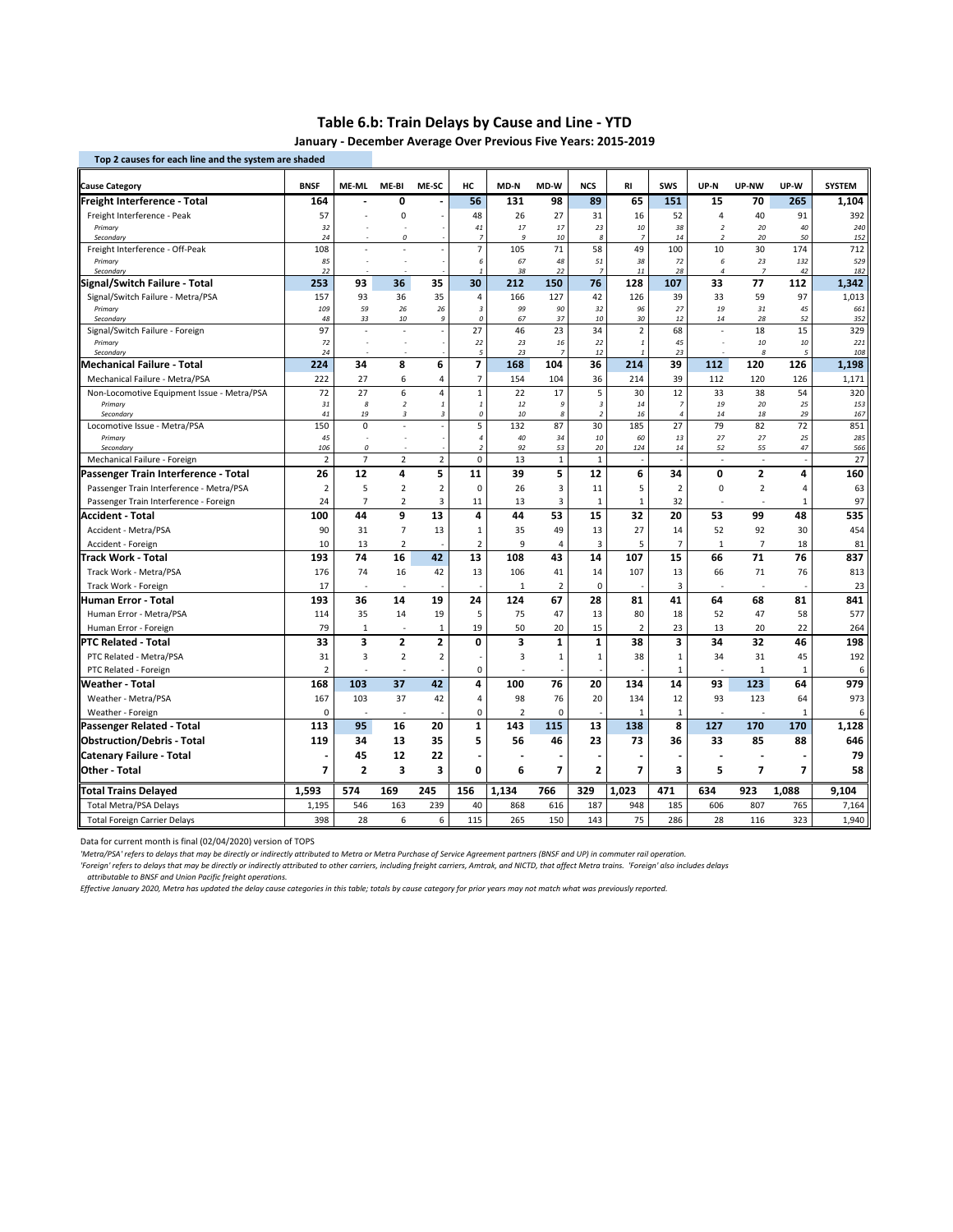# Table 6.b: Train Delays by Cause and Line - YTD

**January - December Average Over Previous Five Years: 2015-2019**

Top 2 causes for each line and the system are shaded

| Cause Category | BNSF | ME-ML | ME-BI | ME-SC | HC | MD-N | MD-W | NCS | RI | SWS | UP-N | UP-NW | UP-W | SYSTEM |
|---|---|---|---|---|---|---|---|---|---|---|---|---|---|---|
| **Freight Interference - Total** | **164** | **-** | **0** | **-** | **56** | **131** | **98** | **89** | **65** | **151** | **15** | **70** | **265** | **1,104** |
| Freight Interference - Peak | 57 | - | 0 | - | 48 | 26 | 27 | 31 | 16 | 52 | 4 | 40 | 91 | 392 |
| *Primary* | *32* | *-* | *-* | *-* | *41* | *17* | *17* | *23* | *10* | *38* | *2* | *20* | *40* | *240* |
| *Secondary* | *24* | *-* | *0* | *-* | *7* | *9* | *10* | *8* | *7* | *14* | *2* | *20* | *50* | *152* |
| Freight Interference - Off-Peak | 108 | - | - | - | 7 | 105 | 71 | 58 | 49 | 100 | 10 | 30 | 174 | 712 |
| *Primary* | *85* | *-* | *-* | *-* | *6* | *67* | *48* | *51* | *38* | *72* | *6* | *23* | *132* | *529* |
| *Secondary* | *22* | *-* | *-* | *-* | *1* | *38* | *22* | *7* | *11* | *28* | *4* | *7* | *42* | *182* |
| **Signal/Switch Failure - Total** | **253** | **93** | **36** | **35** | **30** | **212** | **150** | **76** | **128** | **107** | **33** | **77** | **112** | **1,342** |
| Signal/Switch Failure - Metra/PSA | 157 | 93 | 36 | 35 | 4 | 166 | 127 | 42 | 126 | 39 | 33 | 59 | 97 | 1,013 |
| *Primary* | *109* | *59* | *26* | *26* | *3* | *99* | *90* | *32* | *96* | *27* | *19* | *31* | *45* | *661* |
| *Secondary* | *48* | *33* | *10* | *9* | *0* | *67* | *37* | *10* | *30* | *12* | *14* | *28* | *52* | *352* |
| Signal/Switch Failure - Foreign | 97 | - | - | - | 27 | 46 | 23 | 34 | 2 | 68 | - | 18 | 15 | 329 |
| *Primary* | *72* | *-* | *-* | *-* | *22* | *23* | *16* | *22* | *1* | *45* | *-* | *10* | *10* | *221* |
| *Secondary* | *24* | *-* | *-* | *-* | *5* | *23* | *7* | *12* | *1* | *23* | *-* | *8* | *5* | *108* |
| **Mechanical Failure - Total** | **224** | **34** | **8** | **6** | **7** | **168** | **104** | **36** | **214** | **39** | **112** | **120** | **126** | **1,198** |
| Mechanical Failure - Metra/PSA | 222 | 27 | 6 | 4 | 7 | 154 | 104 | 36 | 214 | 39 | 112 | 120 | 126 | 1,171 |
| Non-Locomotive Equipment Issue - Metra/PSA | 72 | 27 | 6 | 4 | 1 | 22 | 17 | 5 | 30 | 12 | 33 | 38 | 54 | 320 |
| *Primary* | *31* | *8* | *2* | *1* | *1* | *12* | *9* | *3* | *14* | *7* | *19* | *20* | *25* | *153* |
| *Secondary* | *41* | *19* | *3* | *3* | *0* | *10* | *8* | *2* | *16* | *4* | *14* | *18* | *29* | *167* |
| Locomotive Issue - Metra/PSA | 150 | 0 | - | - | 5 | 132 | 87 | 30 | 185 | 27 | 79 | 82 | 72 | 851 |
| *Primary* | *45* | *-* | *-* | *-* | *4* | *40* | *34* | *10* | *60* | *13* | *27* | *27* | *25* | *285* |
| *Secondary* | *106* | *0* | *-* | *-* | *2* | *92* | *53* | *20* | *124* | *14* | *52* | *55* | *47* | *566* |
| Mechanical Failure - Foreign | 2 | 7 | 2 | 2 | 0 | 13 | 1 | 1 | - | - | - | - | - | 27 |
| **Passenger Train Interference - Total** | **26** | **12** | **4** | **5** | **11** | **39** | **5** | **12** | **6** | **34** | **0** | **2** | **4** | **160** |
| Passenger Train Interference - Metra/PSA | 2 | 5 | 2 | 2 | 0 | 26 | 3 | 11 | 5 | 2 | 0 | 2 | 4 | 63 |
| Passenger Train Interference - Foreign | 24 | 7 | 2 | 3 | 11 | 13 | 3 | 1 | 1 | 32 | - | - | 1 | 97 |
| **Accident - Total** | **100** | **44** | **9** | **13** | **4** | **44** | **53** | **15** | **32** | **20** | **53** | **99** | **48** | **535** |
| Accident - Metra/PSA | 90 | 31 | 7 | 13 | 1 | 35 | 49 | 13 | 27 | 14 | 52 | 92 | 30 | 454 |
| Accident - Foreign | 10 | 13 | 2 | - | 2 | 9 | 4 | 3 | 5 | 7 | 1 | 7 | 18 | 81 |
| **Track Work - Total** | **193** | **74** | **16** | **42** | **13** | **108** | **43** | **14** | **107** | **15** | **66** | **71** | **76** | **837** |
| Track Work - Metra/PSA | 176 | 74 | 16 | 42 | 13 | 106 | 41 | 14 | 107 | 13 | 66 | 71 | 76 | 813 |
| Track Work - Foreign | 17 | - | - | - | - | 1 | 2 | 0 | - | 3 | - | - | - | 23 |
| **Human Error - Total** | **193** | **36** | **14** | **19** | **24** | **124** | **67** | **28** | **81** | **41** | **64** | **68** | **81** | **841** |
| Human Error - Metra/PSA | 114 | 35 | 14 | 19 | 5 | 75 | 47 | 13 | 80 | 18 | 52 | 47 | 58 | 577 |
| Human Error - Foreign | 79 | 1 | - | 1 | 19 | 50 | 20 | 15 | 2 | 23 | 13 | 20 | 22 | 264 |
| **PTC Related - Total** | **33** | **3** | **2** | **2** | **0** | **3** | **1** | **1** | **38** | **3** | **34** | **32** | **46** | **198** |
| PTC Related - Metra/PSA | 31 | 3 | 2 | 2 | - | 3 | 1 | 1 | 38 | 1 | 34 | 31 | 45 | 192 |
| PTC Related - Foreign | 2 | - | - | - | 0 | - | - | - | - | 1 | - | 1 | 1 | 6 |
| **Weather - Total** | **168** | **103** | **37** | **42** | **4** | **100** | **76** | **20** | **134** | **14** | **93** | **123** | **64** | **979** |
| Weather - Metra/PSA | 167 | 103 | 37 | 42 | 4 | 98 | 76 | 20 | 134 | 12 | 93 | 123 | 64 | 973 |
| Weather - Foreign | 0 | - | - | - | 0 | 2 | 0 | - | 1 | 1 | - | - | 1 | 6 |
| **Passenger Related - Total** | **113** | **95** | **16** | **20** | **1** | **143** | **115** | **13** | **138** | **8** | **127** | **170** | **170** | **1,128** |
| **Obstruction/Debris - Total** | **119** | **34** | **13** | **35** | **5** | **56** | **46** | **23** | **73** | **36** | **33** | **85** | **88** | **646** |
| **Catenary Failure - Total** | **-** | **45** | **12** | **22** | **-** | **-** | **-** | **-** | **-** | **-** | **-** | **-** | **-** | **79** |
| **Other - Total** | **7** | **2** | **3** | **3** | **0** | **6** | **7** | **2** | **7** | **3** | **5** | **7** | **7** | **58** |
| **Total Trains Delayed** | **1,593** | **574** | **169** | **245** | **156** | **1,134** | **766** | **329** | **1,023** | **471** | **634** | **923** | **1,088** | **9,104** |
| Total Metra/PSA Delays | 1,195 | 546 | 163 | 239 | 40 | 868 | 616 | 187 | 948 | 185 | 606 | 807 | 765 | 7,164 |
| Total Foreign Carrier Delays | 398 | 28 | 6 | 6 | 115 | 265 | 150 | 143 | 75 | 286 | 28 | 116 | 323 | 1,940 |

Data for current month is final (02/04/2020) version of TOPS

*'Metra/PSA' refers to delays that may be directly or indirectly attributed to Metra or Metra Purchase of Service Agreement partners (BNSF and UP) in commuter rail operation.*

*'Foreign' refers to delays that may be directly or indirectly attributed to other carriers, including freight carriers, Amtrak, and NICTD, that affect Metra trains. 'Foreign' also includes delays attributable to BNSF and Union Pacific freight operations.*

*Effective January 2020, Metra has updated the delay cause categories in this table; totals by cause category for prior years may not match what was previously reported.*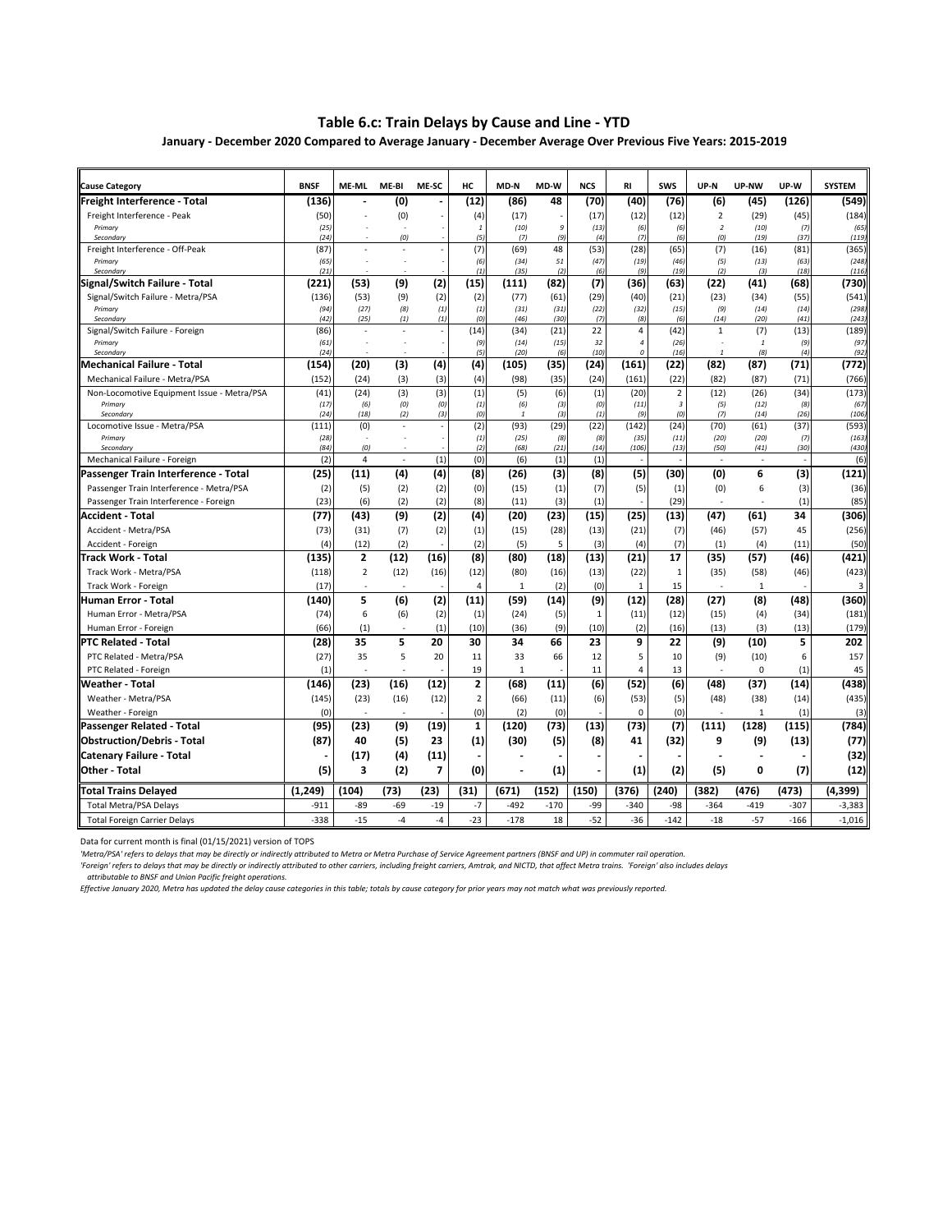# Table 6.c: Train Delays by Cause and Line - YTD

**January - December 2020 Compared to Average January - December Average Over Previous Five Years: 2015-2019**

| Cause Category | BNSF | ME-ML | ME-BI | ME-SC | HC | MD-N | MD-W | NCS | RI | SWS | UP-N | UP-NW | UP-W | SYSTEM |
|---|---|---|---|---|---|---|---|---|---|---|---|---|---|---|
| **Freight Interference - Total** | **(136)** | **-** | **(0)** | **-** | **(12)** | **(86)** | **48** | **(70)** | **(40)** | **(76)** | **(6)** | **(45)** | **(126)** | **(549)** |
| Freight Interference - Peak | (50) | - | (0) | - | (4) | (17) | - | (17) | (12) | (12) | 2 | (29) | (45) | (184) |
| *Primary* | *(25)* | - | - | - | *1* | *(10)* | *9* | *(13)* | *(6)* | *(6)* | *2* | *(10)* | *(7)* | *(65)* |
| *Secondary* | *(24)* | - | *(0)* | - | *(5)* | *(7)* | *(9)* | *(4)* | *(7)* | *(6)* | *(0)* | *(19)* | *(37)* | *(119)* |
| Freight Interference - Off-Peak | (87) | - | - | - | (7) | (69) | 48 | (53) | (28) | (65) | (7) | (16) | (81) | (365) |
| *Primary* | *(65)* | - | - | - | *(6)* | *(34)* | *51* | *(47)* | *(19)* | *(46)* | *(5)* | *(13)* | *(63)* | *(248)* |
| *Secondary* | *(21)* | - | - | - | *(1)* | *(35)* | *(2)* | *(6)* | *(9)* | *(19)* | *(2)* | *(3)* | *(18)* | *(116)* |
| **Signal/Switch Failure - Total** | **(221)** | **(53)** | **(9)** | **(2)** | **(15)** | **(111)** | **(82)** | **(7)** | **(36)** | **(63)** | **(22)** | **(41)** | **(68)** | **(730)** |
| Signal/Switch Failure - Metra/PSA | (136) | (53) | (9) | (2) | (2) | (77) | (61) | (29) | (40) | (21) | (23) | (34) | (55) | (541) |
| *Primary* | *(94)* | *(27)* | *(8)* | *(1)* | *(1)* | *(31)* | *(31)* | *(22)* | *(32)* | *(15)* | *(9)* | *(14)* | *(14)* | *(298)* |
| *Secondary* | *(42)* | *(25)* | *(1)* | *(1)* | *(0)* | *(46)* | *(30)* | *(7)* | *(8)* | *(6)* | *(14)* | *(20)* | *(41)* | *(243)* |
| Signal/Switch Failure - Foreign | (86) | - | - | - | (14) | (34) | (21) | 22 | 4 | (42) | 1 | (7) | (13) | (189) |
| *Primary* | *(61)* | - | - | - | *(9)* | *(14)* | *(15)* | *32* | *4* | *(26)* | - | *1* | *(9)* | *(97)* |
| *Secondary* | *(24)* | - | - | - | *(5)* | *(20)* | *(6)* | *(10)* | *0* | *(16)* | *1* | *(8)* | *(4)* | *(92)* |
| **Mechanical Failure - Total** | **(154)** | **(20)** | **(3)** | **(4)** | **(4)** | **(105)** | **(35)** | **(24)** | **(161)** | **(22)** | **(82)** | **(87)** | **(71)** | **(772)** |
| Mechanical Failure - Metra/PSA | (152) | (24) | (3) | (3) | (4) | (98) | (35) | (24) | (161) | (22) | (82) | (87) | (71) | (766) |
| Non-Locomotive Equipment Issue - Metra/PSA | (41) | (24) | (3) | (3) | (1) | (5) | (6) | (1) | (20) | 2 | (12) | (26) | (34) | (173) |
| *Primary* | *(17)* | *(6)* | *(0)* | *(0)* | *(1)* | *(6)* | *(3)* | *(0)* | *(11)* | *3* | *(5)* | *(12)* | *(8)* | *(67)* |
| *Secondary* | *(24)* | *(18)* | *(2)* | *(3)* | *(0)* | *1* | *(3)* | *(1)* | *(9)* | *(0)* | *(7)* | *(14)* | *(26)* | *(106)* |
| Locomotive Issue - Metra/PSA | (111) | (0) | - | - | (2) | (93) | (29) | (22) | (142) | (24) | (70) | (61) | (37) | (593) |
| *Primary* | *(28)* | - | - | - | *(1)* | *(25)* | *(8)* | *(8)* | *(35)* | *(11)* | *(20)* | *(20)* | *(7)* | *(163)* |
| *Secondary* | *(84)* | *(0)* | - | - | *(2)* | *(68)* | *(21)* | *(14)* | *(106)* | *(13)* | *(50)* | *(41)* | *(30)* | *(430)* |
| Mechanical Failure - Foreign | (2) | 4 | - | (1) | (0) | (6) | (1) | (1) | - | - | - | - | - | (6) |
| **Passenger Train Interference - Total** | **(25)** | **(11)** | **(4)** | **(4)** | **(8)** | **(26)** | **(3)** | **(8)** | **(5)** | **(30)** | **(0)** | **6** | **(3)** | **(121)** |
| Passenger Train Interference - Metra/PSA | (2) | (5) | (2) | (2) | (0) | (15) | (1) | (7) | (5) | (1) | (0) | 6 | (3) | (36) |
| Passenger Train Interference - Foreign | (23) | (6) | (2) | (2) | (8) | (11) | (3) | (1) | - | (29) | - | - | (1) | (85) |
| **Accident - Total** | **(77)** | **(43)** | **(9)** | **(2)** | **(4)** | **(20)** | **(23)** | **(15)** | **(25)** | **(13)** | **(47)** | **(61)** | **34** | **(306)** |
| Accident - Metra/PSA | (73) | (31) | (7) | (2) | (1) | (15) | (28) | (13) | (21) | (7) | (46) | (57) | 45 | (256) |
| Accident - Foreign | (4) | (12) | (2) | - | (2) | (5) | 5 | (3) | (4) | (7) | (1) | (4) | (11) | (50) |
| **Track Work - Total** | **(135)** | **2** | **(12)** | **(16)** | **(8)** | **(80)** | **(18)** | **(13)** | **(21)** | **17** | **(35)** | **(57)** | **(46)** | **(421)** |
| Track Work - Metra/PSA | (118) | 2 | (12) | (16) | (12) | (80) | (16) | (13) | (22) | 1 | (35) | (58) | (46) | (423) |
| Track Work - Foreign | (17) | - | - | - | 4 | 1 | (2) | (0) | 1 | 15 | - | 1 | - | 3 |
| **Human Error - Total** | **(140)** | **5** | **(6)** | **(2)** | **(11)** | **(59)** | **(14)** | **(9)** | **(12)** | **(28)** | **(27)** | **(8)** | **(48)** | **(360)** |
| Human Error - Metra/PSA | (74) | 6 | (6) | (2) | (1) | (24) | (5) | 1 | (11) | (12) | (15) | (4) | (34) | (181) |
| Human Error - Foreign | (66) | (1) | - | (1) | (10) | (36) | (9) | (10) | (2) | (16) | (13) | (3) | (13) | (179) |
| **PTC Related - Total** | **(28)** | **35** | **5** | **20** | **30** | **34** | **66** | **23** | **9** | **22** | **(9)** | **(10)** | **5** | **202** |
| PTC Related - Metra/PSA | (27) | 35 | 5 | 20 | 11 | 33 | 66 | 12 | 5 | 10 | (9) | (10) | 6 | 157 |
| PTC Related - Foreign | (1) | - | - | - | 19 | 1 | - | 11 | 4 | 13 | - | 0 | (1) | 45 |
| **Weather - Total** | **(146)** | **(23)** | **(16)** | **(12)** | **2** | **(68)** | **(11)** | **(6)** | **(52)** | **(6)** | **(48)** | **(37)** | **(14)** | **(438)** |
| Weather - Metra/PSA | (145) | (23) | (16) | (12) | 2 | (66) | (11) | (6) | (53) | (5) | (48) | (38) | (14) | (435) |
| Weather - Foreign | (0) | - | - | - | (0) | (2) | (0) | - | 0 | (0) | - | 1 | (1) | (3) |
| **Passenger Related - Total** | **(95)** | **(23)** | **(9)** | **(19)** | **1** | **(120)** | **(73)** | **(13)** | **(73)** | **(7)** | **(111)** | **(128)** | **(115)** | **(784)** |
| **Obstruction/Debris - Total** | **(87)** | **40** | **(5)** | **23** | **(1)** | **(30)** | **(5)** | **(8)** | **41** | **(32)** | **9** | **(9)** | **(13)** | **(77)** |
| **Catenary Failure - Total** | **-** | **(17)** | **(4)** | **(11)** | **-** | **-** | **-** | **-** | **-** | **-** | **-** | **-** | **-** | **(32)** |
| **Other - Total** | **(5)** | **3** | **(2)** | **7** | **(0)** | **-** | **(1)** | **-** | **(1)** | **(2)** | **(5)** | **0** | **(7)** | **(12)** |
| **Total Trains Delayed** | **(1,249)** | **(104)** | **(73)** | **(23)** | **(31)** | **(671)** | **(152)** | **(150)** | **(376)** | **(240)** | **(382)** | **(476)** | **(473)** | **(4,399)** |
| Total Metra/PSA Delays | -911 | -89 | -69 | -19 | -7 | -492 | -170 | -99 | -340 | -98 | -364 | -419 | -307 | -3,383 |
| Total Foreign Carrier Delays | -338 | -15 | -4 | -4 | -23 | -178 | 18 | -52 | -36 | -142 | -18 | -57 | -166 | -1,016 |

Data for current month is final (01/15/2021) version of TOPS

*'Metra/PSA' refers to delays that may be directly or indirectly attributed to Metra or Metra Purchase of Service Agreement partners (BNSF and UP) in commuter rail operation.*

*'Foreign' refers to delays that may be directly or indirectly attributed to other carriers, including freight carriers, Amtrak, and NICTD, that affect Metra trains. 'Foreign' also includes delays attributable to BNSF and Union Pacific freight operations.*

*Effective January 2020, Metra has updated the delay cause categories in this table; totals by cause category for prior years may not match what was previously reported.*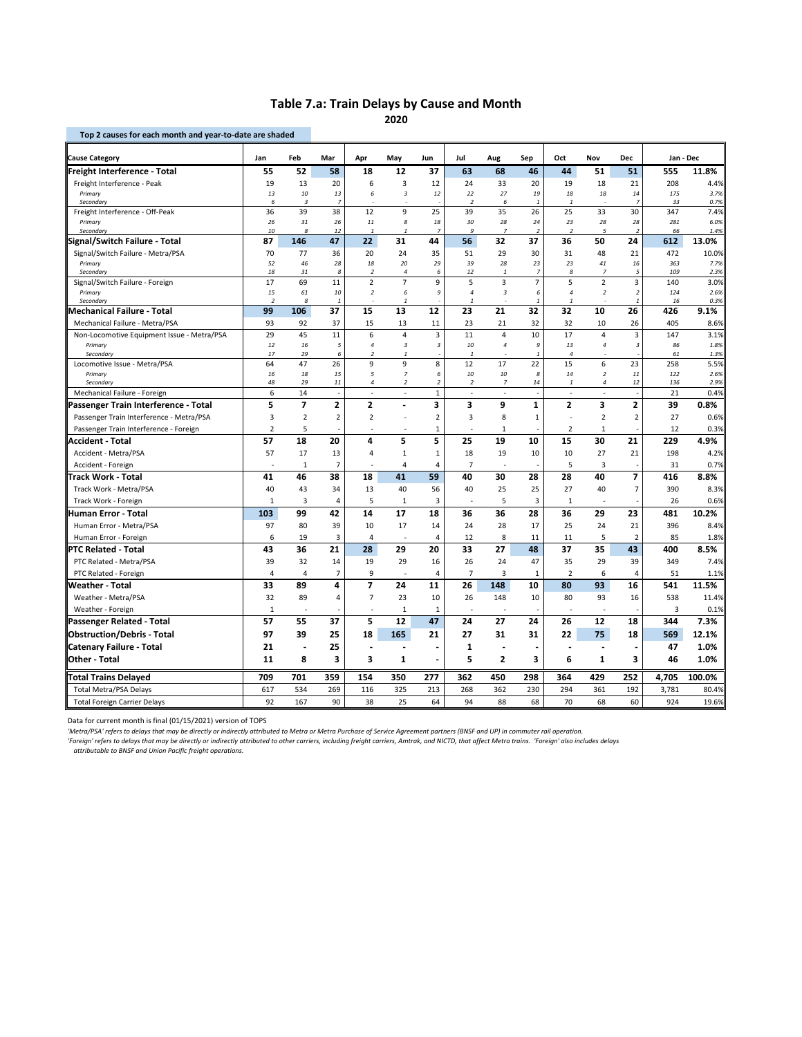# Table 7.a: Train Delays by Cause and Month

2020

Top 2 causes for each month and year-to-date are shaded

| Cause Category | Jan | Feb | Mar | Apr | May | Jun | Jul | Aug | Sep | Oct | Nov | Dec | Jan - Dec | |
|---|---|---|---|---|---|---|---|---|---|---|---|---|---|---|
| **Freight Interference - Total** | **55** | **52** | **58** | **18** | **12** | **37** | **63** | **68** | **46** | **44** | **51** | **51** | **555** | **11.8%** |
| Freight Interference - Peak | 19 | 13 | 20 | 6 | 3 | 12 | 24 | 33 | 20 | 19 | 18 | 21 | 208 | 4.4% |
| *Primary* | *13* | *10* | *13* | *6* | *3* | *12* | *22* | *27* | *19* | *18* | *18* | *14* | *175* | *3.7%* |
| *Secondary* | *6* | *3* | *7* | - | - | - | *2* | *6* | *1* | *1* | - | *7* | *33* | *0.7%* |
| Freight Interference - Off-Peak | 36 | 39 | 38 | 12 | 9 | 25 | 39 | 35 | 26 | 25 | 33 | 30 | 347 | 7.4% |
| *Primary* | *26* | *31* | *26* | *11* | *8* | *18* | *30* | *28* | *24* | *23* | *28* | *28* | *281* | *6.0%* |
| *Secondary* | *10* | *8* | *12* | *1* | *1* | *7* | *9* | *7* | *2* | *2* | *5* | *2* | *66* | *1.4%* |
| **Signal/Switch Failure - Total** | **87** | **146** | **47** | **22** | **31** | **44** | **56** | **32** | **37** | **36** | **50** | **24** | **612** | **13.0%** |
| Signal/Switch Failure - Metra/PSA | 70 | 77 | 36 | 20 | 24 | 35 | 51 | 29 | 30 | 31 | 48 | 21 | 472 | 10.0% |
| *Primary* | *52* | *46* | *28* | *18* | *20* | *29* | *39* | *28* | *23* | *23* | *41* | *16* | *363* | *7.7%* |
| *Secondary* | *18* | *31* | *8* | *2* | *4* | *6* | *12* | *1* | *7* | *8* | *7* | *5* | *109* | *2.3%* |
| Signal/Switch Failure - Foreign | 17 | 69 | 11 | 2 | 7 | 9 | 5 | 3 | 7 | 5 | 2 | 3 | 140 | 3.0% |
| *Primary* | *15* | *61* | *10* | *2* | *6* | *9* | *4* | *3* | *6* | *4* | *2* | *2* | *124* | *2.6%* |
| *Secondary* | *2* | *8* | *1* | - | *1* | - | *1* | - | *1* | *1* | - | *1* | *16* | *0.3%* |
| **Mechanical Failure - Total** | **99** | **106** | **37** | **15** | **13** | **12** | **23** | **21** | **32** | **32** | **10** | **26** | **426** | **9.1%** |
| Mechanical Failure - Metra/PSA | 93 | 92 | 37 | 15 | 13 | 11 | 23 | 21 | 32 | 32 | 10 | 26 | 405 | 8.6% |
| Non-Locomotive Equipment Issue - Metra/PSA | 29 | 45 | 11 | 6 | 4 | 3 | 11 | 4 | 10 | 17 | 4 | 3 | 147 | 3.1% |
| *Primary* | *12* | *16* | *5* | *4* | *3* | *3* | *10* | *4* | *9* | *13* | *4* | *3* | *86* | *1.8%* |
| *Secondary* | *17* | *29* | *6* | *2* | *1* | - | *1* | - | *1* | *4* | - | - | *61* | *1.3%* |
| Locomotive Issue - Metra/PSA | 64 | 47 | 26 | 9 | 9 | 8 | 12 | 17 | 22 | 15 | 6 | 23 | 258 | 5.5% |
| *Primary* | *16* | *18* | *15* | *5* | *7* | *6* | *10* | *10* | *8* | *14* | *2* | *11* | *122* | *2.6%* |
| *Secondary* | *48* | *29* | *11* | *4* | *2* | *2* | *2* | *7* | *14* | *1* | *4* | *12* | *136* | *2.9%* |
| Mechanical Failure - Foreign | 6 | 14 | - | - | - | 1 | - | - | - | - | - | - | 21 | 0.4% |
| **Passenger Train Interference - Total** | **5** | **7** | **2** | **2** | **-** | **3** | **3** | **9** | **1** | **2** | **3** | **2** | **39** | **0.8%** |
| Passenger Train Interference - Metra/PSA | 3 | 2 | 2 | 2 | - | 2 | 3 | 8 | 1 | - | 2 | 2 | 27 | 0.6% |
| Passenger Train Interference - Foreign | 2 | 5 | - | - | - | 1 | - | 1 | - | 2 | 1 | - | 12 | 0.3% |
| **Accident - Total** | **57** | **18** | **20** | **4** | **5** | **5** | **25** | **19** | **10** | **15** | **30** | **21** | **229** | **4.9%** |
| Accident - Metra/PSA | 57 | 17 | 13 | 4 | 1 | 1 | 18 | 19 | 10 | 10 | 27 | 21 | 198 | 4.2% |
| Accident - Foreign | - | 1 | 7 | - | 4 | 4 | 7 | - | - | 5 | 3 | - | 31 | 0.7% |
| **Track Work - Total** | **41** | **46** | **38** | **18** | **41** | **59** | **40** | **30** | **28** | **28** | **40** | **7** | **416** | **8.8%** |
| Track Work - Metra/PSA | 40 | 43 | 34 | 13 | 40 | 56 | 40 | 25 | 25 | 27 | 40 | 7 | 390 | 8.3% |
| Track Work - Foreign | 1 | 3 | 4 | 5 | 1 | 3 | - | 5 | 3 | 1 | - | - | 26 | 0.6% |
| **Human Error - Total** | **103** | **99** | **42** | **14** | **17** | **18** | **36** | **36** | **28** | **36** | **29** | **23** | **481** | **10.2%** |
| Human Error - Metra/PSA | 97 | 80 | 39 | 10 | 17 | 14 | 24 | 28 | 17 | 25 | 24 | 21 | 396 | 8.4% |
| Human Error - Foreign | 6 | 19 | 3 | 4 | - | 4 | 12 | 8 | 11 | 11 | 5 | 2 | 85 | 1.8% |
| **PTC Related - Total** | **43** | **36** | **21** | **28** | **29** | **20** | **33** | **27** | **48** | **37** | **35** | **43** | **400** | **8.5%** |
| PTC Related - Metra/PSA | 39 | 32 | 14 | 19 | 29 | 16 | 26 | 24 | 47 | 35 | 29 | 39 | 349 | 7.4% |
| PTC Related - Foreign | 4 | 4 | 7 | 9 | - | 4 | 7 | 3 | 1 | 2 | 6 | 4 | 51 | 1.1% |
| **Weather - Total** | **33** | **89** | **4** | **7** | **24** | **11** | **26** | **148** | **10** | **80** | **93** | **16** | **541** | **11.5%** |
| Weather - Metra/PSA | 32 | 89 | 4 | 7 | 23 | 10 | 26 | 148 | 10 | 80 | 93 | 16 | 538 | 11.4% |
| Weather - Foreign | 1 | - | - | - | 1 | 1 | - | - | - | - | - | - | 3 | 0.1% |
| **Passenger Related - Total** | **57** | **55** | **37** | **5** | **12** | **47** | **24** | **27** | **24** | **26** | **12** | **18** | **344** | **7.3%** |
| **Obstruction/Debris - Total** | **97** | **39** | **25** | **18** | **165** | **21** | **27** | **31** | **31** | **22** | **75** | **18** | **569** | **12.1%** |
| **Catenary Failure - Total** | **21** | **-** | **25** | **-** | **-** | **-** | **1** | **-** | **-** | **-** | **-** | **-** | **47** | **1.0%** |
| **Other - Total** | **11** | **8** | **3** | **3** | **1** | **-** | **5** | **2** | **3** | **6** | **1** | **3** | **46** | **1.0%** |
| **Total Trains Delayed** | **709** | **701** | **359** | **154** | **350** | **277** | **362** | **450** | **298** | **364** | **429** | **252** | **4,705** | **100.0%** |
| Total Metra/PSA Delays | 617 | 534 | 269 | 116 | 325 | 213 | 268 | 362 | 230 | 294 | 361 | 192 | 3,781 | 80.4% |
| Total Foreign Carrier Delays | 92 | 167 | 90 | 38 | 25 | 64 | 94 | 88 | 68 | 70 | 68 | 60 | 924 | 19.6% |

Data for current month is final (01/15/2021) version of TOPS

*'Metra/PSA' refers to delays that may be directly or indirectly attributed to Metra or Metra Purchase of Service Agreement partners (BNSF and UP) in commuter rail operation.*

*'Foreign' refers to delays that may be directly or indirectly attributed to other carriers, including freight carriers, Amtrak, and NICTD, that affect Metra trains. 'Foreign' also includes delays attributable to BNSF and Union Pacific freight operations.*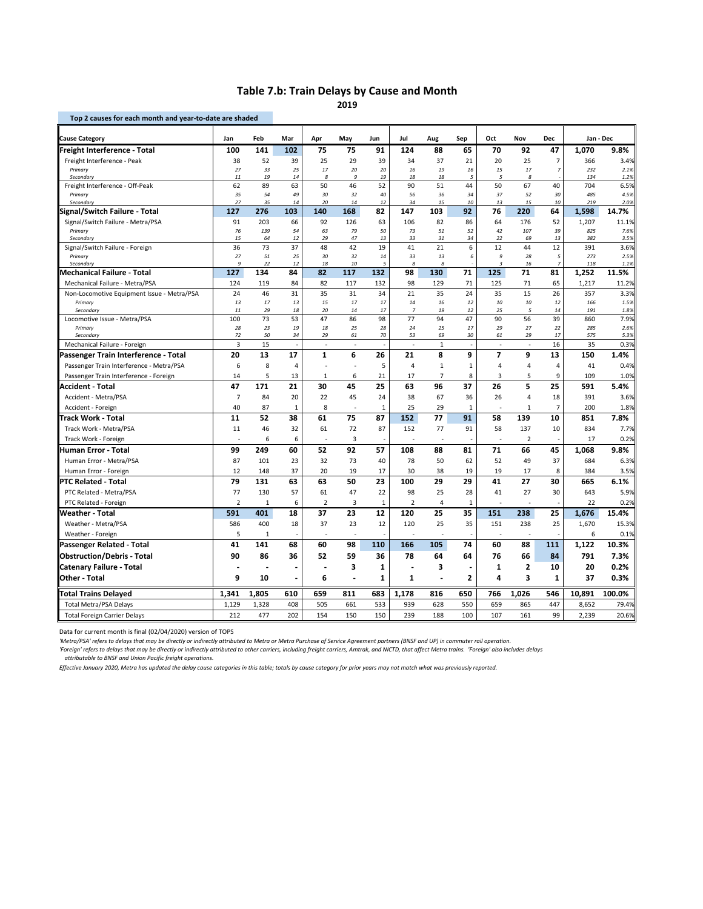# Table 7.b: Train Delays by Cause and Month

**2019**

Top 2 causes for each month and year-to-date are shaded

| Cause Category | Jan | Feb | Mar | Apr | May | Jun | Jul | Aug | Sep | Oct | Nov | Dec | Jan - Dec | |
|---|---|---|---|---|---|---|---|---|---|---|---|---|---|---|
| **Freight Interference - Total** | **100** | **141** | **102** | **75** | **75** | **91** | **124** | **88** | **65** | **70** | **92** | **47** | **1,070** | **9.8%** |
| Freight Interference - Peak | 38 | 52 | 39 | 25 | 29 | 39 | 34 | 37 | 21 | 20 | 25 | 7 | 366 | 3.4% |
| *Primary* | *27* | *33* | *25* | *17* | *20* | *20* | *16* | *19* | *16* | *15* | *17* | *7* | *232* | *2.1%* |
| *Secondary* | *11* | *19* | *14* | *8* | *9* | *19* | *18* | *18* | *5* | *5* | *8* | *-* | *134* | *1.2%* |
| Freight Interference - Off-Peak | 62 | 89 | 63 | 50 | 46 | 52 | 90 | 51 | 44 | 50 | 67 | 40 | 704 | 6.5% |
| *Primary* | *35* | *54* | *49* | *30* | *32* | *40* | *56* | *36* | *34* | *37* | *52* | *30* | *485* | *4.5%* |
| *Secondary* | *27* | *35* | *14* | *20* | *14* | *12* | *34* | *15* | *10* | *13* | *15* | *10* | *219* | *2.0%* |
| **Signal/Switch Failure - Total** | **127** | **276** | **103** | **140** | **168** | **82** | **147** | **103** | **92** | **76** | **220** | **64** | **1,598** | **14.7%** |
| Signal/Switch Failure - Metra/PSA | 91 | 203 | 66 | 92 | 126 | 63 | 106 | 82 | 86 | 64 | 176 | 52 | 1,207 | 11.1% |
| *Primary* | *76* | *139* | *54* | *63* | *79* | *50* | *73* | *51* | *52* | *42* | *107* | *39* | *825* | *7.6%* |
| *Secondary* | *15* | *64* | *12* | *29* | *47* | *13* | *33* | *31* | *34* | *22* | *69* | *13* | *382* | *3.5%* |
| Signal/Switch Failure - Foreign | 36 | 73 | 37 | 48 | 42 | 19 | 41 | 21 | 6 | 12 | 44 | 12 | 391 | 3.6% |
| *Primary* | *27* | *51* | *25* | *30* | *32* | *14* | *33* | *13* | *6* | *9* | *28* | *5* | *273* | *2.5%* |
| *Secondary* | *9* | *22* | *12* | *18* | *10* | *5* | *8* | *8* | *-* | *3* | *16* | *7* | *118* | *1.1%* |
| **Mechanical Failure - Total** | **127** | **134** | **84** | **82** | **117** | **132** | **98** | **130** | **71** | **125** | **71** | **81** | **1,252** | **11.5%** |
| Mechanical Failure - Metra/PSA | 124 | 119 | 84 | 82 | 117 | 132 | 98 | 129 | 71 | 125 | 71 | 65 | 1,217 | 11.2% |
| Non-Locomotive Equipment Issue - Metra/PSA | 24 | 46 | 31 | 35 | 31 | 34 | 21 | 35 | 24 | 35 | 15 | 26 | 357 | 3.3% |
| *Primary* | *13* | *17* | *13* | *15* | *17* | *17* | *14* | *16* | *12* | *10* | *10* | *12* | *166* | *1.5%* |
| *Secondary* | *11* | *29* | *18* | *20* | *14* | *17* | *7* | *19* | *12* | *25* | *5* | *14* | *191* | *1.8%* |
| Locomotive Issue - Metra/PSA | 100 | 73 | 53 | 47 | 86 | 98 | 77 | 94 | 47 | 90 | 56 | 39 | 860 | 7.9% |
| *Primary* | *28* | *23* | *19* | *18* | *25* | *28* | *24* | *25* | *17* | *29* | *27* | *22* | *285* | *2.6%* |
| *Secondary* | *72* | *50* | *34* | *29* | *61* | *70* | *53* | *69* | *30* | *61* | *29* | *17* | *575* | *5.3%* |
| Mechanical Failure - Foreign | 3 | 15 | - | - | - | - | - | 1 | - | - | - | 16 | 35 | 0.3% |
| **Passenger Train Interference - Total** | **20** | **13** | **17** | **1** | **6** | **26** | **21** | **8** | **9** | **7** | **9** | **13** | **150** | **1.4%** |
| Passenger Train Interference - Metra/PSA | 6 | 8 | 4 | - | - | 5 | 4 | 1 | 1 | 4 | 4 | 4 | 41 | 0.4% |
| Passenger Train Interference - Foreign | 14 | 5 | 13 | 1 | 6 | 21 | 17 | 7 | 8 | 3 | 5 | 9 | 109 | 1.0% |
| **Accident - Total** | **47** | **171** | **21** | **30** | **45** | **25** | **63** | **96** | **37** | **26** | **5** | **25** | **591** | **5.4%** |
| Accident - Metra/PSA | 7 | 84 | 20 | 22 | 45 | 24 | 38 | 67 | 36 | 26 | 4 | 18 | 391 | 3.6% |
| Accident - Foreign | 40 | 87 | 1 | 8 | - | 1 | 25 | 29 | 1 | - | 1 | 7 | 200 | 1.8% |
| **Track Work - Total** | **11** | **52** | **38** | **61** | **75** | **87** | **152** | **77** | **91** | **58** | **139** | **10** | **851** | **7.8%** |
| Track Work - Metra/PSA | 11 | 46 | 32 | 61 | 72 | 87 | 152 | 77 | 91 | 58 | 137 | 10 | 834 | 7.7% |
| Track Work - Foreign | - | 6 | 6 | - | 3 | - | - | - | - | - | 2 | - | 17 | 0.2% |
| **Human Error - Total** | **99** | **249** | **60** | **52** | **92** | **57** | **108** | **88** | **81** | **71** | **66** | **45** | **1,068** | **9.8%** |
| Human Error - Metra/PSA | 87 | 101 | 23 | 32 | 73 | 40 | 78 | 50 | 62 | 52 | 49 | 37 | 684 | 6.3% |
| Human Error - Foreign | 12 | 148 | 37 | 20 | 19 | 17 | 30 | 38 | 19 | 19 | 17 | 8 | 384 | 3.5% |
| **PTC Related - Total** | **79** | **131** | **63** | **63** | **50** | **23** | **100** | **29** | **29** | **41** | **27** | **30** | **665** | **6.1%** |
| PTC Related - Metra/PSA | 77 | 130 | 57 | 61 | 47 | 22 | 98 | 25 | 28 | 41 | 27 | 30 | 643 | 5.9% |
| PTC Related - Foreign | 2 | 1 | 6 | 2 | 3 | 1 | 2 | 4 | 1 | - | - | - | 22 | 0.2% |
| **Weather - Total** | **591** | **401** | **18** | **37** | **23** | **12** | **120** | **25** | **35** | **151** | **238** | **25** | **1,676** | **15.4%** |
| Weather - Metra/PSA | 586 | 400 | 18 | 37 | 23 | 12 | 120 | 25 | 35 | 151 | 238 | 25 | 1,670 | 15.3% |
| Weather - Foreign | 5 | 1 | - | - | - | - | - | - | - | - | - | - | 6 | 0.1% |
| **Passenger Related - Total** | **41** | **141** | **68** | **60** | **98** | **110** | **166** | **105** | **74** | **60** | **88** | **111** | **1,122** | **10.3%** |
| **Obstruction/Debris - Total** | **90** | **86** | **36** | **52** | **59** | **36** | **78** | **64** | **64** | **76** | **66** | **84** | **791** | **7.3%** |
| **Catenary Failure - Total** | **-** | **-** | **-** | **-** | **3** | **1** | **-** | **3** | **-** | **1** | **2** | **10** | **20** | **0.2%** |
| **Other - Total** | **9** | **10** | **-** | **6** | **-** | **1** | **1** | **-** | **2** | **4** | **3** | **1** | **37** | **0.3%** |
| **Total Trains Delayed** | **1,341** | **1,805** | **610** | **659** | **811** | **683** | **1,178** | **816** | **650** | **766** | **1,026** | **546** | **10,891** | **100.0%** |
| Total Metra/PSA Delays | 1,129 | 1,328 | 408 | 505 | 661 | 533 | 939 | 628 | 550 | 659 | 865 | 447 | 8,652 | 79.4% |
| Total Foreign Carrier Delays | 212 | 477 | 202 | 154 | 150 | 150 | 239 | 188 | 100 | 107 | 161 | 99 | 2,239 | 20.6% |

Data for current month is final (02/04/2020) version of TOPS

*'Metra/PSA' refers to delays that may be directly or indirectly attributed to Metra or Metra Purchase of Service Agreement partners (BNSF and UP) in commuter rail operation.*

*'Foreign' refers to delays that may be directly or indirectly attributed to other carriers, including freight carriers, Amtrak, and NICTD, that affect Metra trains. 'Foreign' also includes delays attributable to BNSF and Union Pacific freight operations.*

*Effective January 2020, Metra has updated the delay cause categories in this table; totals by cause category for prior years may not match what was previously reported.*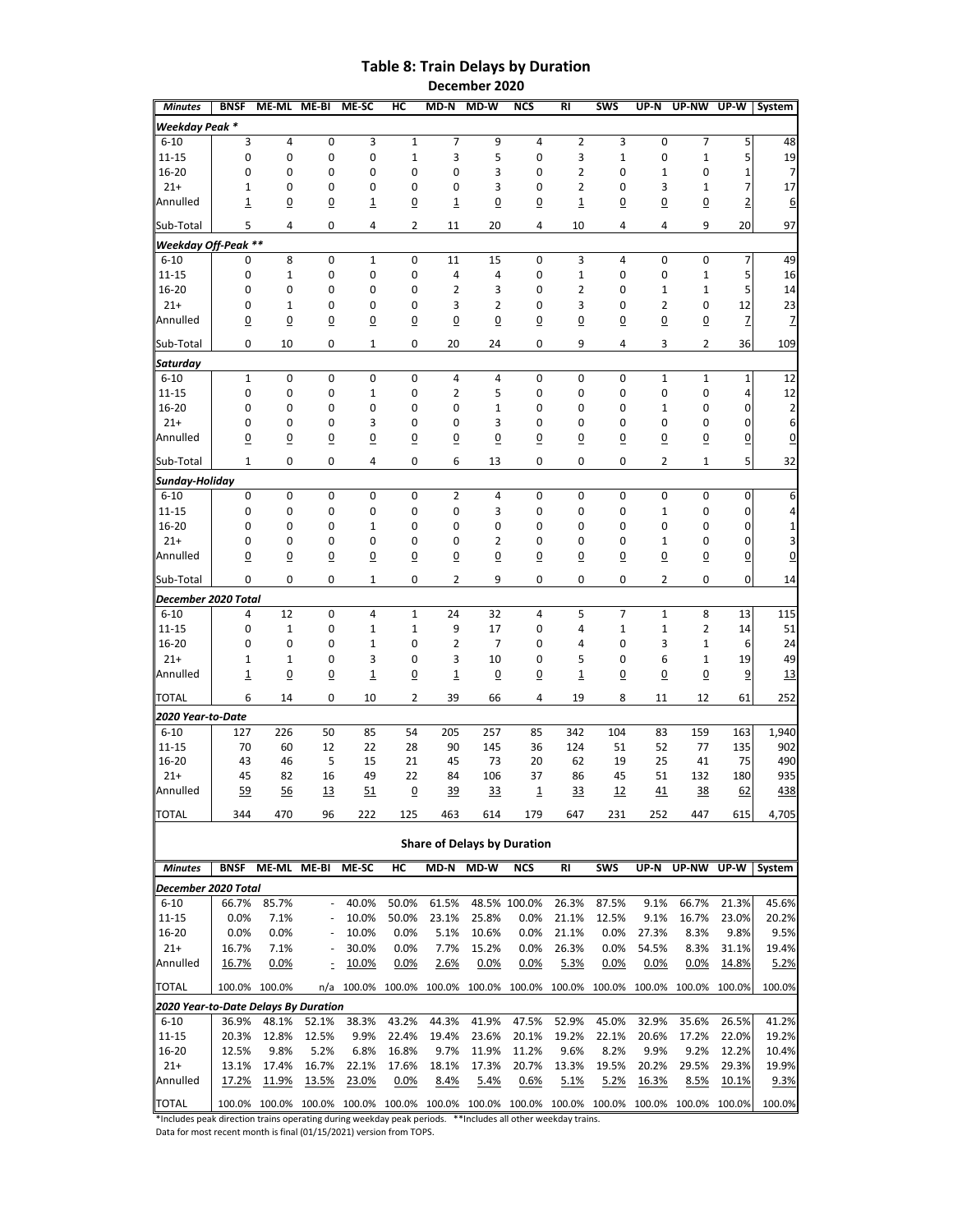# Table 8: Train Delays by Duration

December 2020

| Minutes | BNSF | ME-ML | ME-BI | ME-SC | HC | MD-N | MD-W | NCS | RI | SWS | UP-N | UP-NW | UP-W | System |
|---|---|---|---|---|---|---|---|---|---|---|---|---|---|---|
| ***Weekday Peak **** | | | | | | | | | | | | | | |
| 6-10 | 3 | 4 | 0 | 3 | 1 | 7 | 9 | 4 | 2 | 3 | 0 | 7 | 5 | 48 |
| 11-15 | 0 | 0 | 0 | 0 | 1 | 3 | 5 | 0 | 3 | 1 | 0 | 1 | 5 | 19 |
| 16-20 | 0 | 0 | 0 | 0 | 0 | 0 | 3 | 0 | 2 | 0 | 1 | 0 | 1 | 7 |
| 21+ | 1 | 0 | 0 | 0 | 0 | 0 | 3 | 0 | 2 | 0 | 3 | 1 | 7 | 17 |
| Annulled | 1 | 0 | 0 | 1 | 0 | 1 | 0 | 0 | 1 | 0 | 0 | 0 | 2 | 6 |
| Sub-Total | 5 | 4 | 0 | 4 | 2 | 11 | 20 | 4 | 10 | 4 | 4 | 9 | 20 | 97 |
| ***Weekday Off-Peak **** | | | | | | | | | | | | | | |
| 6-10 | 0 | 8 | 0 | 1 | 0 | 11 | 15 | 0 | 3 | 4 | 0 | 0 | 7 | 49 |
| 11-15 | 0 | 1 | 0 | 0 | 0 | 4 | 4 | 0 | 1 | 0 | 0 | 1 | 5 | 16 |
| 16-20 | 0 | 0 | 0 | 0 | 0 | 2 | 3 | 0 | 2 | 0 | 1 | 1 | 5 | 14 |
| 21+ | 0 | 1 | 0 | 0 | 0 | 3 | 2 | 0 | 3 | 0 | 2 | 0 | 12 | 23 |
| Annulled | 0 | 0 | 0 | 0 | 0 | 0 | 0 | 0 | 0 | 0 | 0 | 0 | 7 | 7 |
| Sub-Total | 0 | 10 | 0 | 1 | 0 | 20 | 24 | 0 | 9 | 4 | 3 | 2 | 36 | 109 |
| ***Saturday*** | | | | | | | | | | | | | | |
| 6-10 | 1 | 0 | 0 | 0 | 0 | 4 | 4 | 0 | 0 | 0 | 1 | 1 | 1 | 12 |
| 11-15 | 0 | 0 | 0 | 1 | 0 | 2 | 5 | 0 | 0 | 0 | 0 | 0 | 4 | 12 |
| 16-20 | 0 | 0 | 0 | 0 | 0 | 0 | 1 | 0 | 0 | 0 | 1 | 0 | 0 | 2 |
| 21+ | 0 | 0 | 0 | 3 | 0 | 0 | 3 | 0 | 0 | 0 | 0 | 0 | 0 | 6 |
| Annulled | 0 | 0 | 0 | 0 | 0 | 0 | 0 | 0 | 0 | 0 | 0 | 0 | 0 | 0 |
| Sub-Total | 1 | 0 | 0 | 4 | 0 | 6 | 13 | 0 | 0 | 0 | 2 | 1 | 5 | 32 |
| ***Sunday-Holiday*** | | | | | | | | | | | | | | |
| 6-10 | 0 | 0 | 0 | 0 | 0 | 2 | 4 | 0 | 0 | 0 | 0 | 0 | 0 | 6 |
| 11-15 | 0 | 0 | 0 | 0 | 0 | 0 | 3 | 0 | 0 | 0 | 1 | 0 | 0 | 4 |
| 16-20 | 0 | 0 | 0 | 1 | 0 | 0 | 0 | 0 | 0 | 0 | 0 | 0 | 0 | 1 |
| 21+ | 0 | 0 | 0 | 0 | 0 | 0 | 2 | 0 | 0 | 0 | 1 | 0 | 0 | 3 |
| Annulled | 0 | 0 | 0 | 0 | 0 | 0 | 0 | 0 | 0 | 0 | 0 | 0 | 0 | 0 |
| Sub-Total | 0 | 0 | 0 | 1 | 0 | 2 | 9 | 0 | 0 | 0 | 2 | 0 | 0 | 14 |
| ***December 2020 Total*** | | | | | | | | | | | | | | |
| 6-10 | 4 | 12 | 0 | 4 | 1 | 24 | 32 | 4 | 5 | 7 | 1 | 8 | 13 | 115 |
| 11-15 | 0 | 1 | 0 | 1 | 1 | 9 | 17 | 0 | 4 | 1 | 1 | 2 | 14 | 51 |
| 16-20 | 0 | 0 | 0 | 1 | 0 | 2 | 7 | 0 | 4 | 0 | 3 | 1 | 6 | 24 |
| 21+ | 1 | 1 | 0 | 3 | 0 | 3 | 10 | 0 | 5 | 0 | 6 | 1 | 19 | 49 |
| Annulled | 1 | 0 | 0 | 1 | 0 | 1 | 0 | 0 | 1 | 0 | 0 | 0 | 9 | 13 |
| TOTAL | 6 | 14 | 0 | 10 | 2 | 39 | 66 | 4 | 19 | 8 | 11 | 12 | 61 | 252 |
| ***2020 Year-to-Date*** | | | | | | | | | | | | | | |
| 6-10 | 127 | 226 | 50 | 85 | 54 | 205 | 257 | 85 | 342 | 104 | 83 | 159 | 163 | 1,940 |
| 11-15 | 70 | 60 | 12 | 22 | 28 | 90 | 145 | 36 | 124 | 51 | 52 | 77 | 135 | 902 |
| 16-20 | 43 | 46 | 5 | 15 | 21 | 45 | 73 | 20 | 62 | 19 | 25 | 41 | 75 | 490 |
| 21+ | 45 | 82 | 16 | 49 | 22 | 84 | 106 | 37 | 86 | 45 | 51 | 132 | 180 | 935 |
| Annulled | 59 | 56 | 13 | 51 | 0 | 39 | 33 | 1 | 33 | 12 | 41 | 38 | 62 | 438 |
| TOTAL | 344 | 470 | 96 | 222 | 125 | 463 | 614 | 179 | 647 | 231 | 252 | 447 | 615 | 4,705 |

## Share of Delays by Duration

| Minutes | BNSF | ME-ML | ME-BI | ME-SC | HC | MD-N | MD-W | NCS | RI | SWS | UP-N | UP-NW | UP-W | System |
|---|---|---|---|---|---|---|---|---|---|---|---|---|---|---|
| ***December 2020 Total*** | | | | | | | | | | | | | | |
| 6-10 | 66.7% | 85.7% | - | 40.0% | 50.0% | 61.5% | 48.5% | 100.0% | 26.3% | 87.5% | 9.1% | 66.7% | 21.3% | 45.6% |
| 11-15 | 0.0% | 7.1% | - | 10.0% | 50.0% | 23.1% | 25.8% | 0.0% | 21.1% | 12.5% | 9.1% | 16.7% | 23.0% | 20.2% |
| 16-20 | 0.0% | 0.0% | - | 10.0% | 0.0% | 5.1% | 10.6% | 0.0% | 21.1% | 0.0% | 27.3% | 8.3% | 9.8% | 9.5% |
| 21+ | 16.7% | 7.1% | - | 30.0% | 0.0% | 7.7% | 15.2% | 0.0% | 26.3% | 0.0% | 54.5% | 8.3% | 31.1% | 19.4% |
| Annulled | 16.7% | 0.0% | - | 10.0% | 0.0% | 2.6% | 0.0% | 0.0% | 5.3% | 0.0% | 0.0% | 0.0% | 14.8% | 5.2% |
| TOTAL | 100.0% | 100.0% | n/a | 100.0% | 100.0% | 100.0% | 100.0% | 100.0% | 100.0% | 100.0% | 100.0% | 100.0% | 100.0% | 100.0% |
| ***2020 Year-to-Date Delays By Duration*** | | | | | | | | | | | | | | |
| 6-10 | 36.9% | 48.1% | 52.1% | 38.3% | 43.2% | 44.3% | 41.9% | 47.5% | 52.9% | 45.0% | 32.9% | 35.6% | 26.5% | 41.2% |
| 11-15 | 20.3% | 12.8% | 12.5% | 9.9% | 22.4% | 19.4% | 23.6% | 20.1% | 19.2% | 22.1% | 20.6% | 17.2% | 22.0% | 19.2% |
| 16-20 | 12.5% | 9.8% | 5.2% | 6.8% | 16.8% | 9.7% | 11.9% | 11.2% | 9.6% | 8.2% | 9.9% | 9.2% | 12.2% | 10.4% |
| 21+ | 13.1% | 17.4% | 16.7% | 22.1% | 17.6% | 18.1% | 17.3% | 20.7% | 13.3% | 19.5% | 20.2% | 29.5% | 29.3% | 19.9% |
| Annulled | 17.2% | 11.9% | 13.5% | 23.0% | 0.0% | 8.4% | 5.4% | 0.6% | 5.1% | 5.2% | 16.3% | 8.5% | 10.1% | 9.3% |
| TOTAL | 100.0% | 100.0% | 100.0% | 100.0% | 100.0% | 100.0% | 100.0% | 100.0% | 100.0% | 100.0% | 100.0% | 100.0% | 100.0% | 100.0% |

*Includes peak direction trains operating during weekday peak periods. **Includes all other weekday trains.

Data for most recent month is final (01/15/2021) version from TOPS.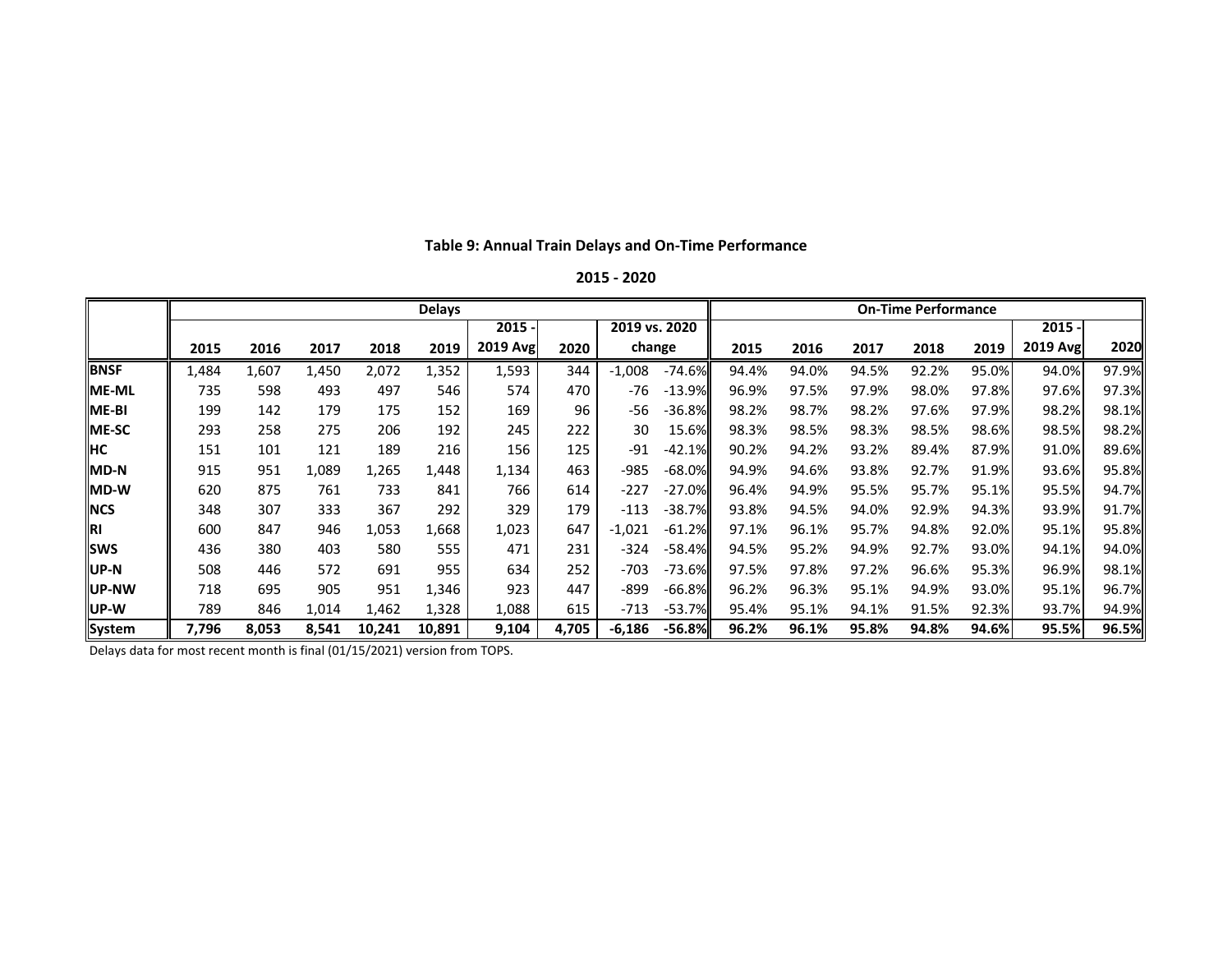**Table 9: Annual Train Delays and On-Time Performance**

**2015 - 2020**

| | Delays | | | | | | | | | On-Time Performance | | | | | | |
|---|---|---|---|---|---|---|---|---|---|---|---|---|---|---|---|---|
| | 2015 | 2016 | 2017 | 2018 | 2019 | 2015 - 2019 Avg | 2020 | 2019 vs. 2020 change | | 2015 | 2016 | 2017 | 2018 | 2019 | 2015 - 2019 Avg | 2020 |
| **BNSF** | 1,484 | 1,607 | 1,450 | 2,072 | 1,352 | 1,593 | 344 | -1,008 | -74.6% | 94.4% | 94.0% | 94.5% | 92.2% | 95.0% | 94.0% | 97.9% |
| **ME-ML** | 735 | 598 | 493 | 497 | 546 | 574 | 470 | -76 | -13.9% | 96.9% | 97.5% | 97.9% | 98.0% | 97.8% | 97.6% | 97.3% |
| **ME-BI** | 199 | 142 | 179 | 175 | 152 | 169 | 96 | -56 | -36.8% | 98.2% | 98.7% | 98.2% | 97.6% | 97.9% | 98.2% | 98.1% |
| **ME-SC** | 293 | 258 | 275 | 206 | 192 | 245 | 222 | 30 | 15.6% | 98.3% | 98.5% | 98.3% | 98.5% | 98.6% | 98.5% | 98.2% |
| **HC** | 151 | 101 | 121 | 189 | 216 | 156 | 125 | -91 | -42.1% | 90.2% | 94.2% | 93.2% | 89.4% | 87.9% | 91.0% | 89.6% |
| **MD-N** | 915 | 951 | 1,089 | 1,265 | 1,448 | 1,134 | 463 | -985 | -68.0% | 94.9% | 94.6% | 93.8% | 92.7% | 91.9% | 93.6% | 95.8% |
| **MD-W** | 620 | 875 | 761 | 733 | 841 | 766 | 614 | -227 | -27.0% | 96.4% | 94.9% | 95.5% | 95.7% | 95.1% | 95.5% | 94.7% |
| **NCS** | 348 | 307 | 333 | 367 | 292 | 329 | 179 | -113 | -38.7% | 93.8% | 94.5% | 94.0% | 92.9% | 94.3% | 93.9% | 91.7% |
| **RI** | 600 | 847 | 946 | 1,053 | 1,668 | 1,023 | 647 | -1,021 | -61.2% | 97.1% | 96.1% | 95.7% | 94.8% | 92.0% | 95.1% | 95.8% |
| **SWS** | 436 | 380 | 403 | 580 | 555 | 471 | 231 | -324 | -58.4% | 94.5% | 95.2% | 94.9% | 92.7% | 93.0% | 94.1% | 94.0% |
| **UP-N** | 508 | 446 | 572 | 691 | 955 | 634 | 252 | -703 | -73.6% | 97.5% | 97.8% | 97.2% | 96.6% | 95.3% | 96.9% | 98.1% |
| **UP-NW** | 718 | 695 | 905 | 951 | 1,346 | 923 | 447 | -899 | -66.8% | 96.2% | 96.3% | 95.1% | 94.9% | 93.0% | 95.1% | 96.7% |
| **UP-W** | 789 | 846 | 1,014 | 1,462 | 1,328 | 1,088 | 615 | -713 | -53.7% | 95.4% | 95.1% | 94.1% | 91.5% | 92.3% | 93.7% | 94.9% |
| **System** | **7,796** | **8,053** | **8,541** | **10,241** | **10,891** | **9,104** | **4,705** | **-6,186** | **-56.8%** | **96.2%** | **96.1%** | **95.8%** | **94.8%** | **94.6%** | **95.5%** | **96.5%** |

Delays data for most recent month is final (01/15/2021) version from TOPS.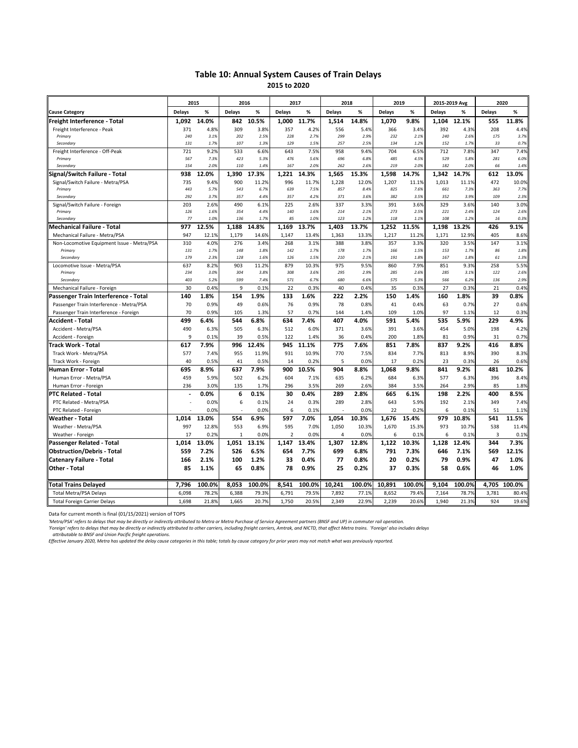## Table 10: Annual System Causes of Train Delays

**2015 to 2020**

| | 2015 | | 2016 | | 2017 | | 2018 | | 2019 | | 2015-2019 Avg | | 2020 | |
|---|---|---|---|---|---|---|---|---|---|---|---|---|---|---|
| **Cause Category** | **Delays** | **%** | **Delays** | **%** | **Delays** | **%** | **Delays** | **%** | **Delays** | **%** | **Delays** | **%** | **Delays** | **%** |
| **Freight Interference - Total** | **1,092** | **14.0%** | **842** | **10.5%** | **1,000** | **11.7%** | **1,514** | **14.8%** | **1,070** | **9.8%** | **1,104** | **12.1%** | **555** | **11.8%** |
| Freight Interference - Peak | 371 | 4.8% | 309 | 3.8% | 357 | 4.2% | 556 | 5.4% | 366 | 3.4% | 392 | 4.3% | 208 | 4.4% |
| *Primary* | *240* | *3.1%* | *202* | *2.5%* | *228* | *2.7%* | *299* | *2.9%* | *232* | *2.1%* | *240* | *2.6%* | *175* | *3.7%* |
| *Secondary* | *131* | *1.7%* | *107* | *1.3%* | *129* | *1.5%* | *257* | *2.5%* | *134* | *1.2%* | *152* | *1.7%* | *33* | *0.7%* |
| Freight Interference - Off-Peak | 721 | 9.2% | 533 | 6.6% | 643 | 7.5% | 958 | 9.4% | 704 | 6.5% | 712 | 7.8% | 347 | 7.4% |
| *Primary* | *567* | *7.3%* | *423* | *5.3%* | *476* | *5.6%* | *696* | *6.8%* | *485* | *4.5%* | *529* | *5.8%* | *281* | *6.0%* |
| *Secondary* | *154* | *2.0%* | *110* | *1.4%* | *167* | *2.0%* | *262* | *2.6%* | *219* | *2.0%* | *182* | *2.0%* | *66* | *1.4%* |
| **Signal/Switch Failure - Total** | **938** | **12.0%** | **1,390** | **17.3%** | **1,221** | **14.3%** | **1,565** | **15.3%** | **1,598** | **14.7%** | **1,342** | **14.7%** | **612** | **13.0%** |
| Signal/Switch Failure - Metra/PSA | 735 | 9.4% | 900 | 11.2% | 996 | 11.7% | 1,228 | 12.0% | 1,207 | 11.1% | 1,013 | 11.1% | 472 | 10.0% |
| *Primary* | *443* | *5.7%* | *543* | *6.7%* | *639* | *7.5%* | *857* | *8.4%* | *825* | *7.6%* | *661* | *7.3%* | *363* | *7.7%* |
| *Secondary* | *292* | *3.7%* | *357* | *4.4%* | *357* | *4.2%* | *371* | *3.6%* | *382* | *3.5%* | *352* | *3.9%* | *109* | *2.3%* |
| Signal/Switch Failure - Foreign | 203 | 2.6% | 490 | 6.1% | 225 | 2.6% | 337 | 3.3% | 391 | 3.6% | 329 | 3.6% | 140 | 3.0% |
| *Primary* | *126* | *1.6%* | *354* | *4.4%* | *140* | *1.6%* | *214* | *2.1%* | *273* | *2.5%* | *221* | *2.4%* | *124* | *2.6%* |
| *Secondary* | *77* | *1.0%* | *136* | *1.7%* | *85* | *1.0%* | *123* | *1.2%* | *118* | *1.1%* | *108* | *1.2%* | *16* | *0.3%* |
| **Mechanical Failure - Total** | **977** | **12.5%** | **1,188** | **14.8%** | **1,169** | **13.7%** | **1,403** | **13.7%** | **1,252** | **11.5%** | **1,198** | **13.2%** | **426** | **9.1%** |
| Mechanical Failure - Metra/PSA | 947 | 12.1% | 1,179 | 14.6% | 1,147 | 13.4% | 1,363 | 13.3% | 1,217 | 11.2% | 1,171 | 12.9% | 405 | 8.6% |
| Non-Locomotive Equipment Issue - Metra/PSA | 310 | 4.0% | 276 | 3.4% | 268 | 3.1% | 388 | 3.8% | 357 | 3.3% | 320 | 3.5% | 147 | 3.1% |
| *Primary* | *131* | *1.7%* | *148* | *1.8%* | *142* | *1.7%* | *178* | *1.7%* | *166* | *1.5%* | *153* | *1.7%* | *86* | *1.8%* |
| *Secondary* | *179* | *2.3%* | *128* | *1.6%* | *126* | *1.5%* | *210* | *2.1%* | *191* | *1.8%* | *167* | *1.8%* | *61* | *1.3%* |
| Locomotive Issue - Metra/PSA | 637 | 8.2% | 903 | 11.2% | 879 | 10.3% | 975 | 9.5% | 860 | 7.9% | 851 | 9.3% | 258 | 5.5% |
| *Primary* | *234* | *3.0%* | *304* | *3.8%* | *308* | *3.6%* | *295* | *2.9%* | *285* | *2.6%* | *285* | *3.1%* | *122* | *2.6%* |
| *Secondary* | *403* | *5.2%* | *599* | *7.4%* | *571* | *6.7%* | *680* | *6.6%* | *575* | *5.3%* | *566* | *6.2%* | *136* | *2.9%* |
| Mechanical Failure - Foreign | 30 | 0.4% | 9 | 0.1% | 22 | 0.3% | 40 | 0.4% | 35 | 0.3% | 27 | 0.3% | 21 | 0.4% |
| **Passenger Train Interference - Total** | **140** | **1.8%** | **154** | **1.9%** | **133** | **1.6%** | **222** | **2.2%** | **150** | **1.4%** | **160** | **1.8%** | **39** | **0.8%** |
| Passenger Train Interference - Metra/PSA | 70 | 0.9% | 49 | 0.6% | 76 | 0.9% | 78 | 0.8% | 41 | 0.4% | 63 | 0.7% | 27 | 0.6% |
| Passenger Train Interference - Foreign | 70 | 0.9% | 105 | 1.3% | 57 | 0.7% | 144 | 1.4% | 109 | 1.0% | 97 | 1.1% | 12 | 0.3% |
| **Accident - Total** | **499** | **6.4%** | **544** | **6.8%** | **634** | **7.4%** | **407** | **4.0%** | **591** | **5.4%** | **535** | **5.9%** | **229** | **4.9%** |
| Accident - Metra/PSA | 490 | 6.3% | 505 | 6.3% | 512 | 6.0% | 371 | 3.6% | 391 | 3.6% | 454 | 5.0% | 198 | 4.2% |
| Accident - Foreign | 9 | 0.1% | 39 | 0.5% | 122 | 1.4% | 36 | 0.4% | 200 | 1.8% | 81 | 0.9% | 31 | 0.7% |
| **Track Work - Total** | **617** | **7.9%** | **996** | **12.4%** | **945** | **11.1%** | **775** | **7.6%** | **851** | **7.8%** | **837** | **9.2%** | **416** | **8.8%** |
| Track Work - Metra/PSA | 577 | 7.4% | 955 | 11.9% | 931 | 10.9% | 770 | 7.5% | 834 | 7.7% | 813 | 8.9% | 390 | 8.3% |
| Track Work - Foreign | 40 | 0.5% | 41 | 0.5% | 14 | 0.2% | 5 | 0.0% | 17 | 0.2% | 23 | 0.3% | 26 | 0.6% |
| **Human Error - Total** | **695** | **8.9%** | **637** | **7.9%** | **900** | **10.5%** | **904** | **8.8%** | **1,068** | **9.8%** | **841** | **9.2%** | **481** | **10.2%** |
| Human Error - Metra/PSA | 459 | 5.9% | 502 | 6.2% | 604 | 7.1% | 635 | 6.2% | 684 | 6.3% | 577 | 6.3% | 396 | 8.4% |
| Human Error - Foreign | 236 | 3.0% | 135 | 1.7% | 296 | 3.5% | 269 | 2.6% | 384 | 3.5% | 264 | 2.9% | 85 | 1.8% |
| **PTC Related - Total** | **-** | **0.0%** | **6** | **0.1%** | **30** | **0.4%** | **289** | **2.8%** | **665** | **6.1%** | **198** | **2.2%** | **400** | **8.5%** |
| PTC Related - Metra/PSA | - | 0.0% | 6 | 0.1% | 24 | 0.3% | 289 | 2.8% | 643 | 5.9% | 192 | 2.1% | 349 | 7.4% |
| PTC Related - Foreign | - | 0.0% | - | 0.0% | 6 | 0.1% | - | 0.0% | 22 | 0.2% | 6 | 0.1% | 51 | 1.1% |
| **Weather - Total** | **1,014** | **13.0%** | **554** | **6.9%** | **597** | **7.0%** | **1,054** | **10.3%** | **1,676** | **15.4%** | **979** | **10.8%** | **541** | **11.5%** |
| Weather - Metra/PSA | 997 | 12.8% | 553 | 6.9% | 595 | 7.0% | 1,050 | 10.3% | 1,670 | 15.3% | 973 | 10.7% | 538 | 11.4% |
| Weather - Foreign | 17 | 0.2% | 1 | 0.0% | 2 | 0.0% | 4 | 0.0% | 6 | 0.1% | 6 | 0.1% | 3 | 0.1% |
| **Passenger Related - Total** | **1,014** | **13.0%** | **1,051** | **13.1%** | **1,147** | **13.4%** | **1,307** | **12.8%** | **1,122** | **10.3%** | **1,128** | **12.4%** | **344** | **7.3%** |
| **Obstruction/Debris - Total** | **559** | **7.2%** | **526** | **6.5%** | **654** | **7.7%** | **699** | **6.8%** | **791** | **7.3%** | **646** | **7.1%** | **569** | **12.1%** |
| **Catenary Failure - Total** | **166** | **2.1%** | **100** | **1.2%** | **33** | **0.4%** | **77** | **0.8%** | **20** | **0.2%** | **79** | **0.9%** | **47** | **1.0%** |
| **Other - Total** | **85** | **1.1%** | **65** | **0.8%** | **78** | **0.9%** | **25** | **0.2%** | **37** | **0.3%** | **58** | **0.6%** | **46** | **1.0%** |
| **Total Trains Delayed** | **7,796** | **100.0%** | **8,053** | **100.0%** | **8,541** | **100.0%** | **10,241** | **100.0%** | **10,891** | **100.0%** | **9,104** | **100.0%** | **4,705** | **100.0%** |
| Total Metra/PSA Delays | 6,098 | 78.2% | 6,388 | 79.3% | 6,791 | 79.5% | 7,892 | 77.1% | 8,652 | 79.4% | 7,164 | 78.7% | 3,781 | 80.4% |
| Total Foreign Carrier Delays | 1,698 | 21.8% | 1,665 | 20.7% | 1,750 | 20.5% | 2,349 | 22.9% | 2,239 | 20.6% | 1,940 | 21.3% | 924 | 19.6% |

Data for current month is final (01/15/2021) version of TOPS

*'Metra/PSA' refers to delays that may be directly or indirectly attributed to Metra or Metra Purchase of Service Agreement partners (BNSF and UP) in commuter rail operation.*

*'Foreign' refers to delays that may be directly or indirectly attributed to other carriers, including freight carriers, Amtrak, and NICTD, that affect Metra trains. 'Foreign' also includes delays attributable to BNSF and Union Pacific freight operations.*

*Effective January 2020, Metra has updated the delay cause categories in this table; totals by cause category for prior years may not match what was previously reported.*